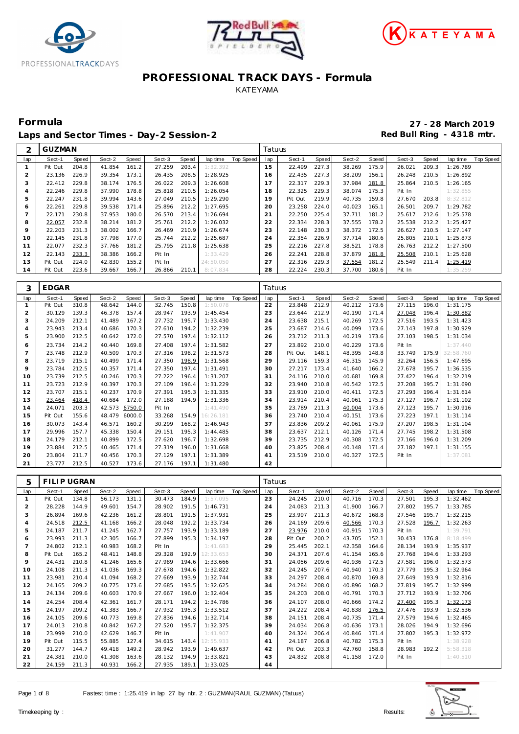# PROFESSIONAL TRACK DAYS - Formula

KATEYAMA

## Formula

**27 - 28 March 2019**

## Laps and Sector Times - Day-2 Session-2

**Red Bull Ring - 4318 mtr.**

| 2 | GUZMAN | | | | | | | | Tatuus | | | | | | | | | |
|---|---|---|---|---|---|---|---|---|---|---|---|---|---|---|---|---|---|---|
| lap | Sect-1 | Speed | Sect-2 | Speed | Sect-3 | Speed | lap time | Top Speed | lap | Sect-1 | Speed | Sect-2 | Speed | Sect-3 | Speed | lap time | Top Speed |
| 1 | Pit Out | 204.8 | 41.854 | 161.2 | 27.259 | 203.4 | 1:32.392 | | 15 | 22.499 | 227.3 | 38.269 | 175.9 | 26.021 | 209.3 | 1:26.789 | |
| 2 | 23.136 | 226.9 | 39.354 | 173.1 | 26.435 | 208.5 | 1:28.925 | | 16 | 22.435 | 227.3 | 38.209 | 156.1 | 26.248 | 210.5 | 1:26.892 | |
| 3 | 22.412 | 229.8 | 38.174 | 176.5 | 26.022 | 209.3 | 1:26.608 | | 17 | 22.317 | 229.3 | 37.984 | 181.8 | 25.864 | 210.5 | 1:26.165 | |
| 4 | 22.246 | 229.8 | 37.990 | 178.8 | 25.818 | 210.5 | 1:26.054 | | 18 | 22.325 | 229.3 | 38.074 | 175.3 | Pit In | | 1:32.855 | |
| 5 | 22.247 | 231.8 | 39.994 | 143.6 | 27.049 | 210.5 | 1:29.290 | | 19 | Pit Out | 219.9 | 40.735 | 159.8 | 27.670 | 203.8 | 8:32.812 | |
| 6 | 22.261 | 229.8 | 39.538 | 171.4 | 25.896 | 212.2 | 1:27.695 | | 20 | 23.258 | 224.0 | 40.023 | 165.1 | 26.501 | 209.7 | 1:29.782 | |
| 7 | 22.171 | 230.8 | 37.953 | 180.0 | 26.570 | 213.4 | 1:26.694 | | 21 | 22.250 | 225.4 | 37.711 | 181.2 | 25.617 | 212.6 | 1:25.578 | |
| 8 | 22.057 | 232.8 | 38.214 | 181.2 | 25.761 | 212.2 | 1:26.032 | | 22 | 22.334 | 228.3 | 37.555 | 178.2 | 25.538 | 212.2 | 1:25.427 | |
| 9 | 22.203 | 231.3 | 38.002 | 166.7 | 26.469 | 210.9 | 1:26.674 | | 23 | 22.148 | 230.3 | 38.372 | 172.5 | 26.627 | 210.5 | 1:27.147 | |
| 10 | 22.145 | 231.8 | 37.798 | 177.0 | 25.744 | 212.2 | 1:25.687 | | 24 | 22.354 | 226.9 | 37.714 | 180.6 | 25.805 | 210.1 | 1:25.873 | |
| 11 | 22.077 | 232.3 | 37.766 | 181.2 | 25.795 | 211.8 | 1:25.638 | | 25 | 22.216 | 227.8 | 38.521 | 178.8 | 26.763 | 212.2 | 1:27.500 | |
| 12 | 22.143 | 233.3 | 38.386 | 166.2 | Pit In | | 1:33.429 | | 26 | 22.241 | 228.8 | 37.879 | 181.8 | 25.508 | 210.1 | 1:25.628 | |
| 13 | Pit Out | 224.0 | 42.830 | 155.2 | Pit In | | 24:50.050 | | 27 | 22.316 | 229.3 | 37.554 | 181.2 | 25.549 | 211.4 | 1:25.419 | |
| 14 | Pit Out | 223.6 | 39.667 | 166.7 | 26.866 | 210.1 | 8:07.834 | | 28 | 22.224 | 230.3 | 37.700 | 180.6 | Pit In | | 1:35.259 | |

| 3 | EDGAR | | | | | | | | Tatuus | | | | | | | | | |
|---|---|---|---|---|---|---|---|---|---|---|---|---|---|---|---|---|---|---|
| lap | Sect-1 | Speed | Sect-2 | Speed | Sect-3 | Speed | lap time | Top Speed | lap | Sect-1 | Speed | Sect-2 | Speed | Sect-3 | Speed | lap time | Top Speed |
| 1 | Pit Out | 310.8 | 48.642 | 144.0 | 32.745 | 150.8 | 1:50.078 | | 22 | 23.848 | 212.9 | 40.212 | 173.6 | 27.115 | 196.0 | 1:31.175 | |
| 2 | 30.129 | 139.3 | 46.378 | 157.4 | 28.947 | 193.9 | 1:45.454 | | 23 | 23.644 | 212.9 | 40.190 | 171.4 | 27.048 | 196.4 | 1:30.882 | |
| 3 | 24.209 | 212.1 | 41.489 | 167.2 | 27.732 | 195.7 | 1:33.430 | | 24 | 23.638 | 215.1 | 40.269 | 172.5 | 27.516 | 193.5 | 1:31.423 | |
| 4 | 23.943 | 213.4 | 40.686 | 170.3 | 27.610 | 194.2 | 1:32.239 | | 25 | 23.687 | 214.6 | 40.099 | 173.6 | 27.143 | 197.8 | 1:30.929 | |
| 5 | 23.900 | 212.5 | 40.642 | 172.0 | 27.570 | 197.4 | 1:32.112 | | 26 | 23.712 | 211.3 | 40.219 | 173.6 | 27.103 | 198.5 | 1:31.034 | |
| 6 | 23.734 | 214.2 | 40.440 | 169.8 | 27.408 | 197.4 | 1:31.582 | | 27 | 23.892 | 210.0 | 40.229 | 173.6 | Pit In | | 1:37.440 | |
| 7 | 23.748 | 212.9 | 40.509 | 170.3 | 27.316 | 198.2 | 1:31.573 | | 28 | Pit Out | 148.1 | 48.395 | 148.8 | 33.749 | 175.9 | 32:58.760 | |
| 8 | 23.719 | 215.1 | 40.499 | 171.4 | 27.350 | 198.9 | 1:31.568 | | 29 | 29.116 | 159.3 | 46.315 | 145.9 | 32.264 | 156.5 | 1:47.695 | |
| 9 | 23.784 | 212.5 | 40.357 | 171.4 | 27.350 | 197.4 | 1:31.491 | | 30 | 27.217 | 173.4 | 41.640 | 166.2 | 27.678 | 195.7 | 1:36.535 | |
| 10 | 23.739 | 212.5 | 40.246 | 170.3 | 27.222 | 196.4 | 1:31.207 | | 31 | 24.116 | 210.0 | 40.681 | 169.8 | 27.422 | 196.4 | 1:32.219 | |
| 11 | 23.723 | 212.9 | 40.397 | 170.3 | 27.109 | 196.4 | 1:31.229 | | 32 | 23.940 | 210.8 | 40.542 | 172.5 | 27.208 | 195.7 | 1:31.690 | |
| 12 | 23.707 | 215.1 | 40.237 | 170.9 | 27.391 | 195.3 | 1:31.335 | | 33 | 23.910 | 210.0 | 40.411 | 172.5 | 27.293 | 196.4 | 1:31.614 | |
| 13 | 23.464 | 418.4 | 40.684 | 172.0 | 27.188 | 194.9 | 1:31.336 | | 34 | 23.914 | 210.4 | 40.061 | 175.3 | 27.127 | 196.7 | 1:31.102 | |
| 14 | 24.071 | 203.3 | 42.573 | 6750.0 | Pit In | | 1:41.490 | | 35 | 23.789 | 211.3 | 40.004 | 173.6 | 27.123 | 195.7 | 1:30.916 | |
| 15 | Pit Out | 155.6 | 48.479 | 6000.0 | 33.268 | 154.9 | 16:26.181 | | 36 | 23.740 | 210.4 | 40.151 | 173.6 | 27.223 | 197.1 | 1:31.114 | |
| 16 | 30.073 | 143.4 | 46.571 | 160.2 | 30.299 | 168.2 | 1:46.943 | | 37 | 23.836 | 209.2 | 40.061 | 175.9 | 27.207 | 198.5 | 1:31.104 | |
| 17 | 29.996 | 157.7 | 45.338 | 150.4 | 29.151 | 195.3 | 1:44.485 | | 38 | 23.637 | 212.1 | 40.126 | 171.4 | 27.745 | 198.2 | 1:31.508 | |
| 18 | 24.179 | 212.1 | 40.899 | 172.5 | 27.620 | 196.7 | 1:32.698 | | 39 | 23.735 | 212.9 | 40.308 | 172.5 | 27.166 | 196.0 | 1:31.209 | |
| 19 | 23.884 | 212.5 | 40.465 | 171.4 | 27.319 | 196.0 | 1:31.668 | | 40 | 23.825 | 208.4 | 40.148 | 171.4 | 27.182 | 197.1 | 1:31.155 | |
| 20 | 23.804 | 211.7 | 40.456 | 170.3 | 27.129 | 197.1 | 1:31.389 | | 41 | 23.519 | 210.0 | 40.327 | 172.5 | Pit In | | 1:37.081 | |
| 21 | 23.777 | 212.5 | 40.527 | 173.6 | 27.176 | 197.1 | 1:31.480 | | 42 | | | | | | | | |

| 5 | FILIP UGRAN | | | | | | | | Tatuus | | | | | | | | | |
|---|---|---|---|---|---|---|---|---|---|---|---|---|---|---|---|---|---|---|
| lap | Sect-1 | Speed | Sect-2 | Speed | Sect-3 | Speed | lap time | Top Speed | lap | Sect-1 | Speed | Sect-2 | Speed | Sect-3 | Speed | lap time | Top Speed |
| 1 | Pit Out | 134.8 | 56.173 | 131.1 | 30.473 | 184.9 | 1:57.095 | | 23 | 24.245 | 210.0 | 40.716 | 170.3 | 27.501 | 195.3 | 1:32.462 | |
| 2 | 28.228 | 144.9 | 49.601 | 154.7 | 28.902 | 191.5 | 1:46.731 | | 24 | 24.083 | 211.3 | 41.900 | 166.7 | 27.802 | 195.7 | 1:33.785 | |
| 3 | 26.894 | 169.6 | 42.236 | 161.2 | 28.801 | 191.5 | 1:37.931 | | 25 | 23.997 | 211.3 | 40.672 | 168.8 | 27.546 | 195.7 | 1:32.215 | |
| 4 | 24.518 | 212.5 | 41.168 | 166.2 | 28.048 | 192.2 | 1:33.734 | | 26 | 24.169 | 209.6 | 40.566 | 170.3 | 27.528 | 196.7 | 1:32.263 | |
| 5 | 24.187 | 211.7 | 41.245 | 162.7 | 27.757 | 193.9 | 1:33.189 | | 27 | 23.976 | 210.0 | 40.915 | 170.3 | Pit In | | 1:39.791 | |
| 6 | 23.993 | 211.3 | 42.305 | 166.7 | 27.899 | 195.3 | 1:34.197 | | 28 | Pit Out | 200.2 | 43.705 | 152.1 | 30.433 | 176.8 | 8:18.499 | |
| 7 | 24.802 | 212.1 | 40.983 | 168.2 | Pit In | | 1:41.683 | | 29 | 25.445 | 202.1 | 42.358 | 164.6 | 28.134 | 193.9 | 1:35.937 | |
| 8 | Pit Out | 165.2 | 48.411 | 148.8 | 29.328 | 192.9 | 12:33.653 | | 30 | 24.371 | 207.6 | 41.154 | 165.6 | 27.768 | 194.6 | 1:33.293 | |
| 9 | 24.431 | 210.8 | 41.246 | 165.6 | 27.989 | 194.6 | 1:33.666 | | 31 | 24.056 | 209.6 | 40.936 | 172.5 | 27.581 | 196.0 | 1:32.573 | |
| 10 | 24.108 | 211.3 | 41.036 | 169.3 | 27.678 | 194.6 | 1:32.822 | | 32 | 24.245 | 207.6 | 40.940 | 170.3 | 27.779 | 195.3 | 1:32.964 | |
| 11 | 23.981 | 210.4 | 41.094 | 168.2 | 27.669 | 193.9 | 1:32.744 | | 33 | 24.297 | 208.4 | 40.870 | 169.8 | 27.649 | 193.9 | 1:32.816 | |
| 12 | 24.165 | 209.2 | 40.775 | 173.6 | 27.685 | 193.5 | 1:32.625 | | 34 | 24.284 | 208.0 | 40.896 | 168.2 | 27.819 | 195.7 | 1:32.999 | |
| 13 | 24.134 | 209.6 | 40.603 | 170.9 | 27.667 | 196.0 | 1:32.404 | | 35 | 24.203 | 208.0 | 40.791 | 170.3 | 27.712 | 193.9 | 1:32.706 | |
| 14 | 24.254 | 208.4 | 42.361 | 161.7 | 28.171 | 194.2 | 1:34.786 | | 36 | 24.107 | 208.0 | 40.666 | 174.2 | 27.400 | 195.3 | 1:32.173 | |
| 15 | 24.197 | 209.2 | 41.383 | 166.7 | 27.932 | 195.3 | 1:33.512 | | 37 | 24.222 | 208.4 | 40.838 | 176.5 | 27.476 | 193.9 | 1:32.536 | |
| 16 | 24.105 | 209.6 | 40.773 | 169.8 | 27.836 | 194.6 | 1:32.714 | | 38 | 24.151 | 208.4 | 40.735 | 171.4 | 27.579 | 196.0 | 1:32.465 | |
| 17 | 24.013 | 210.8 | 40.842 | 167.2 | 27.520 | 195.7 | 1:32.375 | | 39 | 24.034 | 206.8 | 40.636 | 173.1 | 28.026 | 194.9 | 1:32.696 | |
| 18 | 23.999 | 210.0 | 42.629 | 146.7 | Pit In | | 1:41.907 | | 40 | 24.324 | 206.4 | 40.846 | 171.4 | 27.802 | 195.3 | 1:32.972 | |
| 19 | Pit Out | 115.5 | 55.885 | 127.4 | 34.615 | 143.4 | 12:55.933 | | 41 | 24.187 | 206.8 | 40.782 | 175.3 | Pit In | | 1:38.928 | |
| 20 | 31.277 | 144.7 | 49.418 | 149.2 | 28.942 | 193.9 | 1:49.637 | | 42 | Pit Out | 203.3 | 42.760 | 158.8 | 28.983 | 192.2 | 5:58.318 | |
| 21 | 24.381 | 210.0 | 41.308 | 163.6 | 28.132 | 194.9 | 1:33.821 | | 43 | 24.832 | 208.8 | 41.158 | 172.0 | Pit In | | 1:40.510 | |
| 22 | 24.159 | 211.3 | 40.931 | 166.2 | 27.935 | 189.1 | 1:33.025 | | 44 | | | | | | | | |

Fastest time : 1:25.419 in lap 27 by nbr. 2 : GUZMAN(RAUL GUZMAN) (Tatuus)

Timekeeping by :

Results: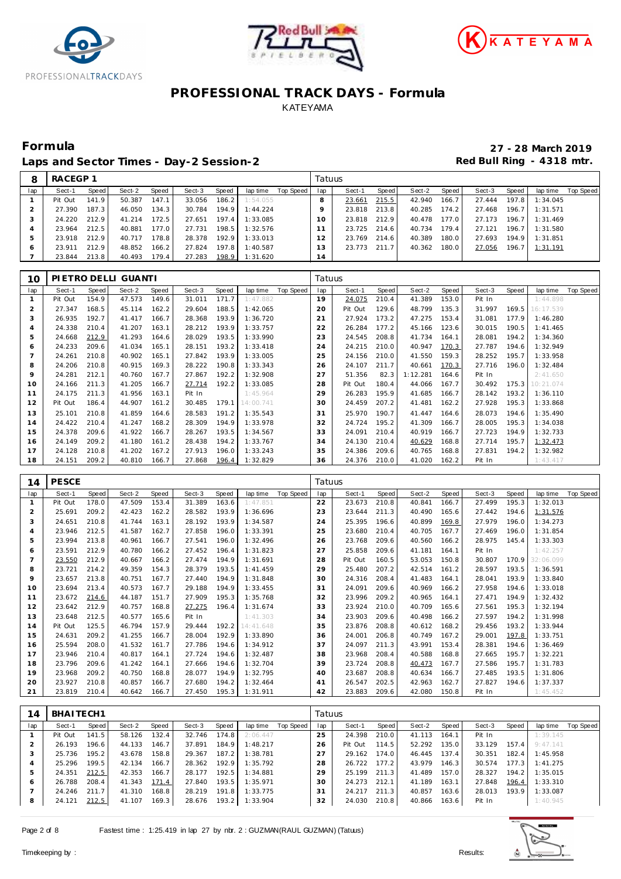# PROFESSIONAL TRACK DAYS - Formula

KATEYAMA

## Formula

## Laps and Sector Times - Day-2 Session-2

**27 - 28 March 2019**

**Red Bull Ring - 4318 mtr.**

| 8 | RACEGP 1 | | | | | | | | Tatuus | | | | | | | | |
|---|---|---|---|---|---|---|---|---|---|---|---|---|---|---|---|---|---|
| lap | Sect-1 | Speed | Sect-2 | Speed | Sect-3 | Speed | lap time | Top Speed | lap | Sect-1 | Speed | Sect-2 | Speed | Sect-3 | Speed | lap time | Top Speed |
| 1 | Pit Out | 141.9 | 50.387 | 147.1 | 33.056 | 186.2 | 1:54.055 | | 8 | 23.661 | 215.5 | 42.940 | 166.7 | 27.444 | 197.8 | 1:34.045 | |
| 2 | 27.390 | 187.3 | 46.050 | 134.3 | 30.784 | 194.9 | 1:44.224 | | 9 | 23.818 | 213.8 | 40.285 | 174.2 | 27.468 | 196.7 | 1:31.571 | |
| 3 | 24.220 | 212.9 | 41.214 | 172.5 | 27.651 | 197.4 | 1:33.085 | | 10 | 23.818 | 212.9 | 40.478 | 177.0 | 27.173 | 196.7 | 1:31.469 | |
| 4 | 23.964 | 212.5 | 40.881 | 177.0 | 27.731 | 198.5 | 1:32.576 | | 11 | 23.725 | 214.6 | 40.734 | 179.4 | 27.121 | 196.7 | 1:31.580 | |
| 5 | 23.918 | 212.9 | 40.717 | 178.8 | 28.378 | 192.9 | 1:33.013 | | 12 | 23.769 | 214.6 | 40.389 | 180.0 | 27.693 | 194.9 | 1:31.851 | |
| 6 | 23.911 | 212.9 | 48.852 | 166.2 | 27.824 | 197.8 | 1:40.587 | | 13 | 23.773 | 211.7 | 40.362 | 180.0 | 27.056 | 196.7 | 1:31.191 | |
| 7 | 23.844 | 213.8 | 40.493 | 179.4 | 27.283 | 198.9 | 1:31.620 | | 14 | | | | | | | | |

| 10 | PIETRO DELLI GUANTI | | | | | | | | Tatuus | | | | | | | | |
|---|---|---|---|---|---|---|---|---|---|---|---|---|---|---|---|---|---|
| lap | Sect-1 | Speed | Sect-2 | Speed | Sect-3 | Speed | lap time | Top Speed | lap | Sect-1 | Speed | Sect-2 | Speed | Sect-3 | Speed | lap time | Top Speed |
| 1 | Pit Out | 154.9 | 47.573 | 149.6 | 31.011 | 171.7 | 1:47.882 | | 19 | 24.075 | 210.4 | 41.389 | 153.0 | Pit In | | 1:44.898 | |
| 2 | 27.347 | 168.5 | 45.114 | 162.2 | 29.604 | 188.5 | 1:42.065 | | 20 | Pit Out | 129.6 | 48.799 | 135.3 | 31.997 | 169.5 | 16:17.539 | |
| 3 | 26.935 | 192.7 | 41.417 | 166.7 | 28.368 | 193.9 | 1:36.720 | | 21 | 27.924 | 173.2 | 47.275 | 153.4 | 31.081 | 177.9 | 1:46.280 | |
| 4 | 24.338 | 210.4 | 41.207 | 163.1 | 28.212 | 193.9 | 1:33.757 | | 22 | 26.284 | 177.2 | 45.166 | 123.6 | 30.015 | 190.5 | 1:41.465 | |
| 5 | 24.668 | 212.9 | 41.293 | 164.6 | 28.029 | 193.5 | 1:33.990 | | 23 | 24.545 | 208.8 | 41.734 | 164.1 | 28.081 | 194.2 | 1:34.360 | |
| 6 | 24.233 | 209.6 | 41.034 | 165.1 | 28.151 | 193.2 | 1:33.418 | | 24 | 24.215 | 210.0 | 40.947 | 170.3 | 27.787 | 194.6 | 1:32.949 | |
| 7 | 24.261 | 210.8 | 40.902 | 165.1 | 27.842 | 193.9 | 1:33.005 | | 25 | 24.156 | 210.0 | 41.550 | 159.3 | 28.252 | 195.7 | 1:33.958 | |
| 8 | 24.206 | 210.8 | 40.915 | 169.3 | 28.222 | 190.8 | 1:33.343 | | 26 | 24.107 | 211.7 | 40.661 | 170.3 | 27.716 | 196.0 | 1:32.484 | |
| 9 | 24.281 | 212.1 | 40.760 | 167.7 | 27.867 | 192.2 | 1:32.908 | | 27 | 51.356 | 82.3 | 1:12.281 | 164.6 | Pit In | | 2:41.650 | |
| 10 | 24.166 | 211.3 | 41.205 | 166.7 | 27.714 | 192.2 | 1:33.085 | | 28 | Pit Out | 180.4 | 44.066 | 167.7 | 30.492 | 175.3 | 10:21.074 | |
| 11 | 24.175 | 211.3 | 41.956 | 163.1 | Pit In | | 1:45.964 | | 29 | 26.283 | 195.9 | 41.685 | 166.7 | 28.142 | 193.2 | 1:36.110 | |
| 12 | Pit Out | 186.4 | 44.907 | 161.2 | 30.485 | 179.1 | 14:00.741 | | 30 | 24.459 | 207.2 | 41.481 | 162.2 | 27.928 | 195.3 | 1:33.868 | |
| 13 | 25.101 | 210.8 | 41.859 | 164.6 | 28.583 | 191.2 | 1:35.543 | | 31 | 25.970 | 190.7 | 41.447 | 164.6 | 28.073 | 194.6 | 1:35.490 | |
| 14 | 24.422 | 210.4 | 41.247 | 168.2 | 28.309 | 194.9 | 1:33.978 | | 32 | 24.724 | 195.2 | 41.309 | 166.7 | 28.005 | 195.3 | 1:34.038 | |
| 15 | 24.378 | 209.6 | 41.922 | 166.7 | 28.267 | 193.5 | 1:34.567 | | 33 | 24.091 | 210.4 | 40.919 | 166.7 | 27.723 | 194.9 | 1:32.733 | |
| 16 | 24.149 | 209.2 | 41.180 | 161.2 | 28.438 | 194.2 | 1:33.767 | | 34 | 24.130 | 210.4 | 40.629 | 168.8 | 27.714 | 195.7 | 1:32.473 | |
| 17 | 24.128 | 210.8 | 41.202 | 167.2 | 27.913 | 196.0 | 1:33.243 | | 35 | 24.386 | 209.6 | 40.765 | 168.8 | 27.831 | 194.2 | 1:32.982 | |
| 18 | 24.151 | 209.2 | 40.810 | 166.7 | 27.868 | 196.4 | 1:32.829 | | 36 | 24.376 | 210.0 | 41.020 | 162.2 | Pit In | | 1:43.417 | |

| 14 | PESCE | | | | | | | | Tatuus | | | | | | | | |
|---|---|---|---|---|---|---|---|---|---|---|---|---|---|---|---|---|---|
| lap | Sect-1 | Speed | Sect-2 | Speed | Sect-3 | Speed | lap time | Top Speed | lap | Sect-1 | Speed | Sect-2 | Speed | Sect-3 | Speed | lap time | Top Speed |
| 1 | Pit Out | 178.0 | 47.509 | 153.4 | 31.389 | 163.6 | 1:47.851 | | 22 | 23.673 | 210.8 | 40.841 | 166.7 | 27.499 | 195.3 | 1:32.013 | |
| 2 | 25.691 | 209.2 | 42.423 | 162.2 | 28.582 | 193.9 | 1:36.696 | | 23 | 23.644 | 211.3 | 40.490 | 165.6 | 27.442 | 194.6 | 1:31.576 | |
| 3 | 24.651 | 210.8 | 41.744 | 163.1 | 28.192 | 193.9 | 1:34.587 | | 24 | 25.395 | 196.6 | 40.899 | 169.8 | 27.979 | 196.0 | 1:34.273 | |
| 4 | 23.946 | 212.5 | 41.587 | 162.7 | 27.858 | 196.0 | 1:33.391 | | 25 | 23.680 | 210.4 | 40.705 | 167.7 | 27.469 | 196.0 | 1:31.854 | |
| 5 | 23.994 | 213.8 | 40.961 | 166.7 | 27.541 | 196.0 | 1:32.496 | | 26 | 23.768 | 209.6 | 40.560 | 166.2 | 28.975 | 145.4 | 1:33.303 | |
| 6 | 23.591 | 212.9 | 40.780 | 166.2 | 27.452 | 196.4 | 1:31.823 | | 27 | 25.858 | 209.6 | 41.181 | 164.1 | Pit In | | 1:42.257 | |
| 7 | 23.550 | 212.9 | 40.667 | 166.2 | 27.474 | 194.9 | 1:31.691 | | 28 | Pit Out | 160.5 | 53.053 | 150.8 | 30.807 | 170.9 | 32:06.099 | |
| 8 | 23.721 | 214.2 | 49.359 | 154.3 | 28.379 | 193.5 | 1:41.459 | | 29 | 25.480 | 207.2 | 42.514 | 161.2 | 28.597 | 193.5 | 1:36.591 | |
| 9 | 23.657 | 213.8 | 40.751 | 167.7 | 27.440 | 194.9 | 1:31.848 | | 30 | 24.316 | 208.4 | 41.483 | 164.1 | 28.041 | 193.9 | 1:33.840 | |
| 10 | 23.694 | 213.4 | 40.573 | 167.7 | 29.188 | 194.9 | 1:33.455 | | 31 | 24.091 | 209.6 | 40.969 | 166.2 | 27.958 | 194.6 | 1:33.018 | |
| 11 | 23.672 | 214.6 | 44.187 | 151.7 | 27.909 | 195.3 | 1:35.768 | | 32 | 23.996 | 209.2 | 40.965 | 164.1 | 27.471 | 194.9 | 1:32.432 | |
| 12 | 23.642 | 212.9 | 40.757 | 168.8 | 27.275 | 196.4 | 1:31.674 | | 33 | 23.924 | 210.0 | 40.709 | 165.6 | 27.561 | 195.3 | 1:32.194 | |
| 13 | 23.648 | 212.5 | 40.577 | 165.6 | Pit In | | 1:41.303 | | 34 | 23.903 | 209.6 | 40.498 | 166.2 | 27.597 | 194.2 | 1:31.998 | |
| 14 | Pit Out | 125.5 | 46.794 | 157.9 | 29.444 | 192.2 | 14:41.648 | | 35 | 23.876 | 208.8 | 40.612 | 168.2 | 29.456 | 193.2 | 1:33.944 | |
| 15 | 24.631 | 209.2 | 41.255 | 166.7 | 28.004 | 192.9 | 1:33.890 | | 36 | 24.001 | 206.8 | 40.749 | 167.2 | 29.001 | 197.8 | 1:33.751 | |
| 16 | 25.594 | 208.0 | 41.532 | 161.7 | 27.786 | 194.6 | 1:34.912 | | 37 | 24.097 | 211.3 | 43.991 | 153.4 | 28.381 | 194.6 | 1:36.469 | |
| 17 | 23.946 | 210.4 | 40.817 | 164.1 | 27.724 | 194.6 | 1:32.487 | | 38 | 23.968 | 208.4 | 40.588 | 168.8 | 27.665 | 195.7 | 1:32.221 | |
| 18 | 23.796 | 209.6 | 41.242 | 164.1 | 27.666 | 194.6 | 1:32.704 | | 39 | 23.724 | 208.8 | 40.473 | 167.7 | 27.586 | 195.7 | 1:31.783 | |
| 19 | 23.968 | 209.2 | 40.750 | 168.8 | 28.077 | 194.9 | 1:32.795 | | 40 | 23.687 | 208.8 | 40.634 | 166.7 | 27.485 | 193.5 | 1:31.806 | |
| 20 | 23.927 | 210.8 | 40.857 | 166.7 | 27.680 | 194.2 | 1:32.464 | | 41 | 26.547 | 202.5 | 42.963 | 162.7 | 27.827 | 194.6 | 1:37.337 | |
| 21 | 23.819 | 210.4 | 40.642 | 166.7 | 27.450 | 195.3 | 1:31.911 | | 42 | 23.883 | 209.6 | 42.080 | 150.8 | Pit In | | 1:45.452 | |

| 14 | BHAITECH1 | | | | | | | | Tatuus | | | | | | | | |
|---|---|---|---|---|---|---|---|---|---|---|---|---|---|---|---|---|---|
| lap | Sect-1 | Speed | Sect-2 | Speed | Sect-3 | Speed | lap time | Top Speed | lap | Sect-1 | Speed | Sect-2 | Speed | Sect-3 | Speed | lap time | Top Speed |
| 1 | Pit Out | 141.5 | 58.126 | 132.4 | 32.746 | 174.8 | 2:06.447 | | 25 | 24.398 | 210.0 | 41.113 | 164.1 | Pit In | | 1:39.145 | |
| 2 | 26.193 | 196.6 | 44.133 | 146.7 | 37.891 | 184.9 | 1:48.217 | | 26 | Pit Out | 114.5 | 52.292 | 135.0 | 33.129 | 157.4 | 9:47.141 | |
| 3 | 25.736 | 195.2 | 43.678 | 158.8 | 29.367 | 187.2 | 1:38.781 | | 27 | 29.162 | 174.0 | 46.445 | 137.4 | 30.351 | 182.4 | 1:45.958 | |
| 4 | 25.296 | 199.5 | 42.134 | 166.7 | 28.362 | 192.9 | 1:35.792 | | 28 | 26.722 | 177.2 | 43.979 | 146.3 | 30.574 | 177.3 | 1:41.275 | |
| 5 | 24.351 | 212.5 | 42.353 | 166.7 | 28.177 | 192.5 | 1:34.881 | | 29 | 25.199 | 211.3 | 41.489 | 157.0 | 28.327 | 194.2 | 1:35.015 | |
| 6 | 26.788 | 208.4 | 41.343 | 171.4 | 27.840 | 193.5 | 1:35.971 | | 30 | 24.273 | 212.1 | 41.189 | 163.1 | 27.848 | 196.4 | 1:33.310 | |
| 7 | 24.246 | 211.7 | 41.310 | 168.8 | 28.219 | 191.8 | 1:33.775 | | 31 | 24.217 | 211.3 | 40.857 | 163.6 | 28.013 | 193.9 | 1:33.087 | |
| 8 | 24.121 | 212.5 | 41.107 | 169.3 | 28.676 | 193.2 | 1:33.904 | | 32 | 24.030 | 210.8 | 40.866 | 163.6 | Pit In | | 1:40.945 | |

Fastest time : 1:25.419 in lap 27 by nbr. 2 : GUZMAN(RAUL GUZMAN) (Tatuus)

Timekeeping by : Results: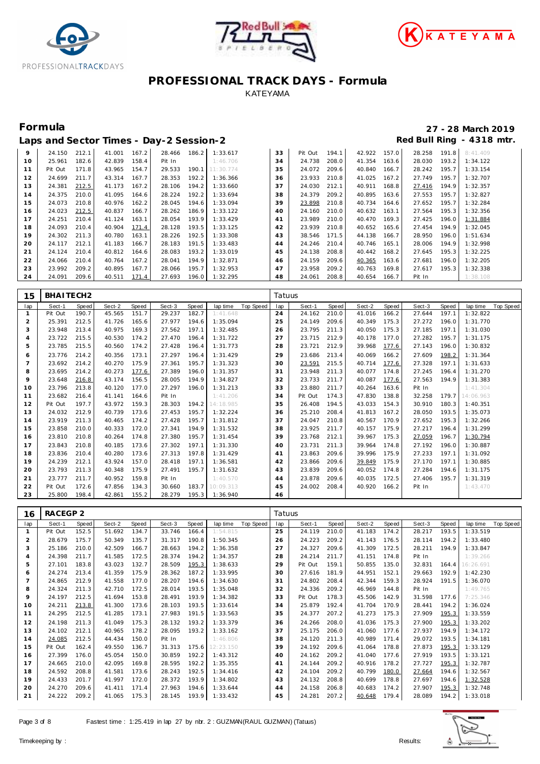# PROFESSIONAL TRACK DAYS - Formula

KATEYAMA

## Formula

**27 - 28 March 2019**

### Laps and Sector Times - Day-2 Session-2

**Red Bull Ring - 4318 mtr.**

| lap | Sect-1 | Speed | Sect-2 | Speed | Sect-3 | Speed | lap time | Top Speed | lap | Sect-1 | Speed | Sect-2 | Speed | Sect-3 | Speed | lap time | Top Speed |
|---|---|---|---|---|---|---|---|---|---|---|---|---|---|---|---|---|---|
| 9 | 24.150 | 212.1 | 41.001 | 167.2 | 28.466 | 186.2 | 1:33.617 | | 33 | Pit Out | 194.1 | 42.922 | 157.0 | 28.258 | 191.8 | 8:41.409 | |
| 10 | 25.961 | 182.6 | 42.839 | 158.4 | Pit In | | 1:46.706 | | 34 | 24.738 | 208.0 | 41.354 | 163.6 | 28.030 | 193.2 | 1:34.122 | |
| 11 | Pit Out | 171.8 | 43.965 | 154.7 | 29.533 | 190.1 | 11:30.774 | | 35 | 24.072 | 209.6 | 40.840 | 166.7 | 28.242 | 195.7 | 1:33.154 | |
| 12 | 24.699 | 211.7 | 43.314 | 167.7 | 28.353 | 192.2 | 1:36.366 | | 36 | 23.933 | 210.8 | 41.025 | 167.2 | 27.749 | 195.7 | 1:32.707 | |
| 13 | 24.381 | 212.5 | 41.173 | 167.2 | 28.106 | 194.2 | 1:33.660 | | 37 | 24.030 | 212.1 | 40.911 | 168.8 | 27.416 | 194.9 | 1:32.357 | |
| 14 | 24.375 | 210.0 | 41.095 | 164.6 | 28.224 | 192.2 | 1:33.694 | | 38 | 24.379 | 209.2 | 40.895 | 163.6 | 27.553 | 195.7 | 1:32.827 | |
| 15 | 24.073 | 210.8 | 40.976 | 162.2 | 28.045 | 194.6 | 1:33.094 | | 39 | 23.898 | 210.8 | 40.734 | 164.6 | 27.652 | 195.7 | 1:32.284 | |
| 16 | 24.023 | 212.5 | 40.837 | 166.7 | 28.262 | 186.9 | 1:33.122 | | 40 | 24.160 | 210.0 | 40.632 | 163.1 | 27.564 | 195.3 | 1:32.356 | |
| 17 | 24.251 | 210.4 | 41.124 | 163.1 | 28.054 | 193.9 | 1:33.429 | | 41 | 23.989 | 210.0 | 40.470 | 169.3 | 27.425 | 196.0 | 1:31.884 | |
| 18 | 24.093 | 210.4 | 40.904 | 171.4 | 28.128 | 193.5 | 1:33.125 | | 42 | 23.939 | 210.8 | 40.652 | 165.6 | 27.454 | 194.9 | 1:32.045 | |
| 19 | 24.302 | 211.3 | 40.780 | 163.1 | 28.226 | 192.5 | 1:33.308 | | 43 | 38.546 | 171.5 | 44.138 | 166.7 | 28.950 | 196.0 | 1:51.634 | |
| 20 | 24.117 | 212.1 | 41.183 | 166.7 | 28.183 | 191.5 | 1:33.483 | | 44 | 24.246 | 210.4 | 40.746 | 165.1 | 28.006 | 194.9 | 1:32.998 | |
| 21 | 24.124 | 210.4 | 40.812 | 164.6 | 28.083 | 193.2 | 1:33.019 | | 45 | 24.138 | 208.8 | 40.442 | 168.2 | 27.645 | 195.3 | 1:32.225 | |
| 22 | 24.066 | 210.4 | 40.764 | 167.2 | 28.041 | 194.9 | 1:32.871 | | 46 | 24.159 | 209.6 | 40.365 | 163.6 | 27.681 | 196.0 | 1:32.205 | |
| 23 | 23.992 | 209.2 | 40.895 | 167.7 | 28.066 | 195.7 | 1:32.953 | | 47 | 23.958 | 209.2 | 40.763 | 169.8 | 27.617 | 195.3 | 1:32.338 | |
| 24 | 24.091 | 209.6 | 40.511 | 171.4 | 27.693 | 196.0 | 1:32.295 | | 48 | 24.061 | 208.8 | 40.654 | 166.7 | Pit In | | 1:38.108 | |

### 15 BHAITECH2 — Tatuus

| lap | Sect-1 | Speed | Sect-2 | Speed | Sect-3 | Speed | lap time | Top Speed | lap | Sect-1 | Speed | Sect-2 | Speed | Sect-3 | Speed | lap time | Top Speed |
|---|---|---|---|---|---|---|---|---|---|---|---|---|---|---|---|---|---|
| 1 | Pit Out | 190.7 | 45.565 | 151.7 | 29.237 | 182.7 | 1:41.648 | | 24 | 24.162 | 210.0 | 41.016 | 166.2 | 27.644 | 197.1 | 1:32.822 | |
| 2 | 25.391 | 212.5 | 41.726 | 165.6 | 27.977 | 194.6 | 1:35.094 | | 25 | 24.149 | 209.6 | 40.349 | 175.3 | 27.272 | 196.0 | 1:31.770 | |
| 3 | 23.948 | 213.4 | 40.975 | 169.3 | 27.562 | 197.1 | 1:32.485 | | 26 | 23.795 | 211.3 | 40.050 | 175.3 | 27.185 | 197.1 | 1:31.030 | |
| 4 | 23.722 | 215.5 | 40.530 | 174.2 | 27.470 | 196.4 | 1:31.722 | | 27 | 23.715 | 212.9 | 40.178 | 177.0 | 27.282 | 195.7 | 1:31.175 | |
| 5 | 23.785 | 215.5 | 40.560 | 174.2 | 27.428 | 196.4 | 1:31.773 | | 28 | 23.721 | 212.9 | 39.968 | 177.6 | 27.143 | 196.0 | 1:30.832 | |
| 6 | 23.776 | 214.2 | 40.356 | 173.1 | 27.297 | 196.4 | 1:31.429 | | 29 | 23.686 | 213.4 | 40.069 | 166.2 | 27.609 | 198.2 | 1:31.364 | |
| 7 | 23.692 | 214.2 | 40.270 | 175.9 | 27.361 | 195.7 | 1:31.323 | | 30 | 23.591 | 215.5 | 40.714 | 177.6 | 27.328 | 197.1 | 1:31.633 | |
| 8 | 23.695 | 214.2 | 40.273 | 177.6 | 27.389 | 196.0 | 1:31.357 | | 31 | 23.948 | 211.3 | 40.077 | 174.8 | 27.245 | 196.4 | 1:31.270 | |
| 9 | 23.648 | 216.8 | 43.174 | 156.5 | 28.005 | 194.9 | 1:34.827 | | 32 | 23.733 | 211.7 | 40.087 | 177.6 | 27.563 | 194.9 | 1:31.383 | |
| 10 | 23.796 | 213.8 | 40.120 | 177.0 | 27.297 | 196.0 | 1:31.213 | | 33 | 23.880 | 211.7 | 40.264 | 163.6 | Pit In | | 1:41.304 | |
| 11 | 23.682 | 216.4 | 41.141 | 164.6 | Pit In | | 1:41.206 | | 34 | Pit Out | 174.3 | 47.830 | 138.8 | 32.258 | 179.7 | 14:06.963 | |
| 12 | Pit Out | 197.7 | 43.972 | 159.3 | 28.303 | 194.2 | 14:18.985 | | 35 | 26.408 | 194.5 | 43.033 | 154.3 | 30.910 | 180.3 | 1:40.351 | |
| 13 | 24.032 | 212.9 | 40.739 | 173.6 | 27.453 | 195.7 | 1:32.224 | | 36 | 25.210 | 208.4 | 41.813 | 167.2 | 28.050 | 193.5 | 1:35.073 | |
| 14 | 23.919 | 211.3 | 40.465 | 174.2 | 27.428 | 195.7 | 1:31.812 | | 37 | 24.047 | 210.8 | 40.567 | 170.9 | 27.652 | 195.3 | 1:32.266 | |
| 15 | 23.858 | 210.0 | 40.333 | 172.0 | 27.341 | 194.9 | 1:31.532 | | 38 | 23.925 | 211.7 | 40.157 | 175.9 | 27.217 | 196.4 | 1:31.299 | |
| 16 | 23.810 | 210.8 | 40.264 | 174.8 | 27.380 | 195.7 | 1:31.454 | | 39 | 23.768 | 212.1 | 39.967 | 175.3 | 27.059 | 196.7 | 1:30.794 | |
| 17 | 23.843 | 210.8 | 40.185 | 173.6 | 27.302 | 197.1 | 1:31.330 | | 40 | 23.731 | 211.3 | 39.964 | 174.8 | 27.192 | 196.0 | 1:30.887 | |
| 18 | 23.836 | 210.4 | 40.280 | 173.6 | 27.313 | 197.8 | 1:31.429 | | 41 | 23.863 | 209.6 | 39.996 | 175.9 | 27.233 | 197.1 | 1:31.092 | |
| 19 | 24.239 | 212.1 | 43.924 | 157.0 | 28.418 | 197.1 | 1:36.581 | | 42 | 23.866 | 209.6 | 39.849 | 175.9 | 27.170 | 197.1 | 1:30.885 | |
| 20 | 23.793 | 211.3 | 40.348 | 175.9 | 27.491 | 195.7 | 1:31.632 | | 43 | 23.839 | 209.6 | 40.052 | 174.8 | 27.284 | 194.6 | 1:31.175 | |
| 21 | 23.777 | 211.7 | 40.952 | 159.8 | Pit In | | 1:40.570 | | 44 | 23.878 | 209.6 | 40.035 | 172.5 | 27.406 | 195.7 | 1:31.319 | |
| 22 | Pit Out | 172.6 | 47.856 | 134.3 | 30.660 | 183.7 | 10:09.313 | | 45 | 24.002 | 208.4 | 40.920 | 166.2 | Pit In | | 1:43.470 | |
| 23 | 25.800 | 198.4 | 42.861 | 155.2 | 28.279 | 195.3 | 1:36.940 | | 46 | | | | | | | | |

### 16 RACEGP 2 — Tatuus

| lap | Sect-1 | Speed | Sect-2 | Speed | Sect-3 | Speed | lap time | Top Speed | lap | Sect-1 | Speed | Sect-2 | Speed | Sect-3 | Speed | lap time | Top Speed |
|---|---|---|---|---|---|---|---|---|---|---|---|---|---|---|---|---|---|
| 1 | Pit Out | 152.5 | 51.692 | 134.7 | 33.746 | 166.4 | 1:54.815 | | 25 | 24.119 | 210.0 | 41.183 | 174.2 | 28.217 | 193.5 | 1:33.519 | |
| 2 | 28.679 | 175.7 | 50.349 | 135.7 | 31.317 | 190.8 | 1:50.345 | | 26 | 24.223 | 209.2 | 41.143 | 176.5 | 28.114 | 194.2 | 1:33.480 | |
| 3 | 25.186 | 210.0 | 42.509 | 166.7 | 28.663 | 194.2 | 1:36.358 | | 27 | 24.327 | 209.6 | 41.309 | 172.5 | 28.211 | 194.9 | 1:33.847 | |
| 4 | 24.398 | 211.7 | 41.585 | 172.5 | 28.374 | 194.2 | 1:34.357 | | 28 | 24.214 | 211.7 | 41.151 | 174.8 | Pit In | | 1:39.266 | |
| 5 | 27.101 | 183.8 | 43.023 | 132.7 | 28.509 | 195.3 | 1:38.633 | | 29 | Pit Out | 159.1 | 50.855 | 135.0 | 32.831 | 164.4 | 16:26.691 | |
| 6 | 24.274 | 213.4 | 41.359 | 175.9 | 28.362 | 187.2 | 1:33.995 | | 30 | 27.616 | 181.9 | 44.951 | 152.1 | 29.663 | 192.9 | 1:42.230 | |
| 7 | 24.865 | 212.9 | 41.558 | 177.0 | 28.207 | 194.6 | 1:34.630 | | 31 | 24.802 | 208.4 | 42.344 | 159.3 | 28.924 | 191.5 | 1:36.070 | |
| 8 | 24.324 | 211.3 | 42.710 | 172.5 | 28.014 | 193.5 | 1:35.048 | | 32 | 24.336 | 209.2 | 46.969 | 144.8 | Pit In | | 1:49.765 | |
| 9 | 24.197 | 212.5 | 41.694 | 153.8 | 28.491 | 193.9 | 1:34.382 | | 33 | Pit Out | 178.3 | 45.506 | 142.9 | 31.598 | 177.6 | 7:25.346 | |
| 10 | 24.211 | 213.8 | 41.300 | 173.6 | 28.103 | 193.5 | 1:33.614 | | 34 | 25.879 | 192.4 | 41.704 | 170.9 | 28.441 | 194.2 | 1:36.024 | |
| 11 | 24.295 | 212.5 | 41.285 | 173.1 | 27.983 | 191.5 | 1:33.563 | | 35 | 24.377 | 207.2 | 41.273 | 175.3 | 27.909 | 195.3 | 1:33.559 | |
| 12 | 24.198 | 211.3 | 41.049 | 175.3 | 28.132 | 193.2 | 1:33.379 | | 36 | 24.266 | 208.0 | 41.036 | 175.3 | 27.900 | 195.3 | 1:33.202 | |
| 13 | 24.102 | 212.1 | 40.965 | 178.2 | 28.095 | 193.2 | 1:33.162 | | 37 | 25.175 | 206.0 | 41.060 | 177.6 | 27.937 | 194.9 | 1:34.172 | |
| 14 | 24.085 | 212.5 | 44.434 | 150.0 | Pit In | | 1:46.806 | | 38 | 24.120 | 211.3 | 40.989 | 171.4 | 29.072 | 193.5 | 1:34.181 | |
| 15 | Pit Out | 162.4 | 49.550 | 136.7 | 31.313 | 175.6 | 12:23.150 | | 39 | 24.192 | 209.6 | 41.064 | 178.8 | 27.873 | 195.3 | 1:33.129 | |
| 16 | 27.399 | 176.0 | 45.054 | 150.0 | 30.859 | 192.2 | 1:43.312 | | 40 | 24.162 | 209.2 | 41.040 | 177.6 | 27.919 | 193.5 | 1:33.121 | |
| 17 | 24.665 | 210.0 | 42.095 | 169.8 | 28.595 | 192.2 | 1:35.355 | | 41 | 24.144 | 209.2 | 40.916 | 178.2 | 27.727 | 195.3 | 1:32.787 | |
| 18 | 24.592 | 208.8 | 41.581 | 173.6 | 28.243 | 192.5 | 1:34.416 | | 42 | 24.104 | 209.2 | 40.799 | 180.0 | 27.664 | 194.6 | 1:32.567 | |
| 19 | 24.433 | 201.7 | 41.997 | 172.0 | 28.372 | 193.9 | 1:34.802 | | 43 | 24.132 | 208.8 | 40.699 | 178.8 | 27.697 | 194.6 | 1:32.528 | |
| 20 | 24.270 | 209.6 | 41.411 | 171.4 | 27.963 | 194.6 | 1:33.644 | | 44 | 24.158 | 206.8 | 40.683 | 174.2 | 27.907 | 195.3 | 1:32.748 | |
| 21 | 24.222 | 209.2 | 41.065 | 175.3 | 28.145 | 193.9 | 1:33.432 | | 45 | 24.281 | 207.2 | 40.648 | 179.4 | 28.089 | 194.2 | 1:33.018 | |

Fastest time : 1:25.419 in lap 27 by nbr. 2 : GUZMAN(RAUL GUZMAN) (Tatuus)

Timekeeping by : Results: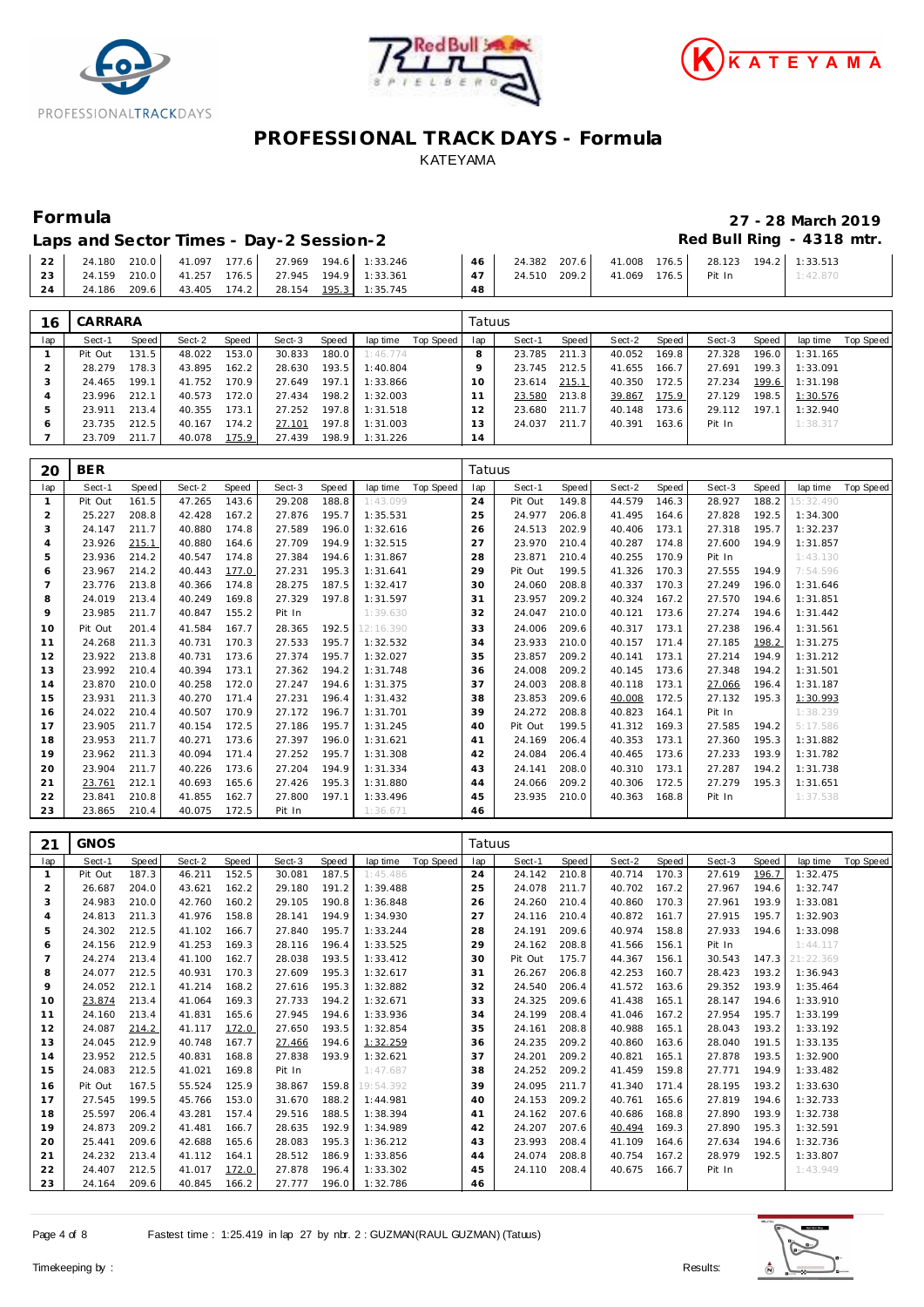# PROFESSIONAL TRACK DAYS - Formula

KATEYAMA

## Formula

**27 - 28 March 2019**

### Laps and Sector Times - Day-2 Session-2

**Red Bull Ring - 4318 mtr.**

| lap | Sect-1 | Speed | Sect-2 | Speed | Sect-3 | Speed | lap time | Top Speed | lap | Sect-1 | Speed | Sect-2 | Speed | Sect-3 | Speed | lap time | Top Speed |
|---|---|---|---|---|---|---|---|---|---|---|---|---|---|---|---|---|---|
| 22 | 24.180 | 210.0 | 41.097 | 177.6 | 27.969 | 194.6 | 1:33.246 | | 46 | 24.382 | 207.6 | 41.008 | 176.5 | 28.123 | 194.2 | 1:33.513 | |
| 23 | 24.159 | 210.0 | 41.257 | 176.5 | 27.945 | 194.9 | 1:33.361 | | 47 | 24.510 | 209.2 | 41.069 | 176.5 | Pit In | | 1:42.870 | |
| 24 | 24.186 | 209.6 | 43.405 | 174.2 | 28.154 | 195.3 | 1:35.745 | | 48 | | | | | | | | |

**16 CARRARA** — Tatuus

| lap | Sect-1 | Speed | Sect-2 | Speed | Sect-3 | Speed | lap time | Top Speed | lap | Sect-1 | Speed | Sect-2 | Speed | Sect-3 | Speed | lap time | Top Speed |
|---|---|---|---|---|---|---|---|---|---|---|---|---|---|---|---|---|---|
| 1 | Pit Out | 131.5 | 48.022 | 153.0 | 30.833 | 180.0 | 1:46.774 | | 8 | 23.785 | 211.3 | 40.052 | 169.8 | 27.328 | 196.0 | 1:31.165 | |
| 2 | 28.279 | 178.3 | 43.895 | 162.2 | 28.630 | 193.5 | 1:40.804 | | 9 | 23.745 | 212.5 | 41.655 | 166.7 | 27.691 | 199.3 | 1:33.091 | |
| 3 | 24.465 | 199.1 | 41.752 | 170.9 | 27.649 | 197.1 | 1:33.866 | | 10 | 23.614 | 215.1 | 40.350 | 172.5 | 27.234 | 199.6 | 1:31.198 | |
| 4 | 23.996 | 212.1 | 40.573 | 172.0 | 27.434 | 198.2 | 1:32.003 | | 11 | 23.580 | 213.8 | 39.867 | 175.9 | 27.129 | 198.5 | 1:30.576 | |
| 5 | 23.911 | 213.4 | 40.355 | 173.1 | 27.252 | 197.8 | 1:31.518 | | 12 | 23.680 | 211.7 | 40.148 | 173.6 | 29.112 | 197.1 | 1:32.940 | |
| 6 | 23.735 | 212.5 | 40.167 | 174.2 | 27.101 | 197.8 | 1:31.003 | | 13 | 24.037 | 211.7 | 40.391 | 163.6 | Pit In | | 1:38.317 | |
| 7 | 23.709 | 211.7 | 40.078 | 175.9 | 27.439 | 198.9 | 1:31.226 | | 14 | | | | | | | | |

**20 BER** — Tatuus

| lap | Sect-1 | Speed | Sect-2 | Speed | Sect-3 | Speed | lap time | Top Speed | lap | Sect-1 | Speed | Sect-2 | Speed | Sect-3 | Speed | lap time | Top Speed |
|---|---|---|---|---|---|---|---|---|---|---|---|---|---|---|---|---|---|
| 1 | Pit Out | 161.5 | 47.265 | 143.6 | 29.208 | 188.8 | 1:43.099 | | 24 | Pit Out | 149.8 | 44.579 | 146.3 | 28.927 | 188.2 | 15:32.490 | |
| 2 | 25.227 | 208.8 | 42.428 | 167.2 | 27.876 | 195.7 | 1:35.531 | | 25 | 24.977 | 206.8 | 41.495 | 164.6 | 27.828 | 192.5 | 1:34.300 | |
| 3 | 24.147 | 211.7 | 40.880 | 174.8 | 27.589 | 196.0 | 1:32.616 | | 26 | 24.513 | 202.9 | 40.406 | 173.1 | 27.318 | 195.7 | 1:32.237 | |
| 4 | 23.926 | 215.1 | 40.880 | 164.6 | 27.709 | 194.9 | 1:32.515 | | 27 | 23.970 | 210.4 | 40.287 | 174.8 | 27.600 | 194.9 | 1:31.857 | |
| 5 | 23.936 | 214.2 | 40.547 | 174.8 | 27.384 | 194.6 | 1:31.867 | | 28 | 23.871 | 210.4 | 40.255 | 170.9 | Pit In | | 1:43.130 | |
| 6 | 23.967 | 214.2 | 40.443 | 177.0 | 27.231 | 195.3 | 1:31.641 | | 29 | Pit Out | 199.5 | 41.326 | 170.3 | 27.555 | 194.9 | 7:54.596 | |
| 7 | 23.776 | 213.8 | 40.366 | 174.8 | 28.275 | 187.5 | 1:32.417 | | 30 | 24.060 | 208.8 | 40.337 | 170.3 | 27.249 | 196.0 | 1:31.646 | |
| 8 | 24.019 | 213.4 | 40.249 | 169.8 | 27.329 | 197.8 | 1:31.597 | | 31 | 23.957 | 209.2 | 40.324 | 167.2 | 27.570 | 194.6 | 1:31.851 | |
| 9 | 23.985 | 211.7 | 40.847 | 155.2 | Pit In | | 1:39.630 | | 32 | 24.047 | 210.0 | 40.121 | 173.6 | 27.274 | 194.6 | 1:31.442 | |
| 10 | Pit Out | 201.4 | 41.584 | 167.7 | 28.365 | 192.5 | 12:16.390 | | 33 | 24.006 | 209.6 | 40.317 | 173.1 | 27.238 | 196.4 | 1:31.561 | |
| 11 | 24.268 | 211.3 | 40.731 | 170.3 | 27.533 | 195.7 | 1:32.532 | | 34 | 23.933 | 210.0 | 40.157 | 171.4 | 27.185 | 198.2 | 1:31.275 | |
| 12 | 23.922 | 213.8 | 40.731 | 173.6 | 27.374 | 195.7 | 1:32.027 | | 35 | 23.857 | 209.2 | 40.141 | 173.1 | 27.214 | 194.9 | 1:31.212 | |
| 13 | 23.992 | 210.4 | 40.394 | 173.1 | 27.362 | 194.2 | 1:31.748 | | 36 | 24.008 | 209.2 | 40.145 | 173.6 | 27.348 | 194.2 | 1:31.501 | |
| 14 | 23.870 | 210.0 | 40.258 | 172.0 | 27.247 | 194.6 | 1:31.375 | | 37 | 24.003 | 208.8 | 40.118 | 173.1 | 27.066 | 196.4 | 1:31.187 | |
| 15 | 23.931 | 211.3 | 40.270 | 171.4 | 27.231 | 196.4 | 1:31.432 | | 38 | 23.853 | 209.6 | 40.008 | 172.5 | 27.132 | 195.3 | 1:30.993 | |
| 16 | 24.022 | 210.4 | 40.507 | 170.9 | 27.172 | 196.7 | 1:31.701 | | 39 | 24.272 | 208.8 | 40.823 | 164.1 | Pit In | | 1:38.239 | |
| 17 | 23.905 | 211.7 | 40.154 | 172.5 | 27.186 | 195.7 | 1:31.245 | | 40 | Pit Out | 199.5 | 41.312 | 169.3 | 27.585 | 194.2 | 5:17.586 | |
| 18 | 23.953 | 211.7 | 40.271 | 173.6 | 27.397 | 196.0 | 1:31.621 | | 41 | 24.169 | 206.4 | 40.353 | 173.1 | 27.360 | 195.3 | 1:31.882 | |
| 19 | 23.962 | 211.3 | 40.094 | 171.4 | 27.252 | 195.7 | 1:31.308 | | 42 | 24.084 | 206.4 | 40.465 | 173.6 | 27.233 | 193.9 | 1:31.782 | |
| 20 | 23.904 | 211.7 | 40.226 | 173.6 | 27.204 | 194.9 | 1:31.334 | | 43 | 24.141 | 208.0 | 40.310 | 173.1 | 27.287 | 194.2 | 1:31.738 | |
| 21 | 23.761 | 212.1 | 40.693 | 165.6 | 27.426 | 195.3 | 1:31.880 | | 44 | 24.066 | 209.2 | 40.306 | 172.5 | 27.279 | 195.3 | 1:31.651 | |
| 22 | 23.841 | 210.8 | 41.855 | 162.7 | 27.800 | 197.1 | 1:33.496 | | 45 | 23.935 | 210.0 | 40.363 | 168.8 | Pit In | | 1:37.538 | |
| 23 | 23.865 | 210.4 | 40.075 | 172.5 | Pit In | | 1:36.671 | | 46 | | | | | | | | |

**21 GNOS** — Tatuus

| lap | Sect-1 | Speed | Sect-2 | Speed | Sect-3 | Speed | lap time | Top Speed | lap | Sect-1 | Speed | Sect-2 | Speed | Sect-3 | Speed | lap time | Top Speed |
|---|---|---|---|---|---|---|---|---|---|---|---|---|---|---|---|---|---|
| 1 | Pit Out | 187.3 | 46.211 | 152.5 | 30.081 | 187.5 | 1:45.486 | | 24 | 24.142 | 210.8 | 40.714 | 170.3 | 27.619 | 196.7 | 1:32.475 | |
| 2 | 26.687 | 204.0 | 43.621 | 162.2 | 29.180 | 191.2 | 1:39.488 | | 25 | 24.078 | 211.7 | 40.702 | 167.2 | 27.967 | 194.6 | 1:32.747 | |
| 3 | 24.983 | 210.0 | 42.760 | 160.2 | 29.105 | 190.8 | 1:36.848 | | 26 | 24.260 | 210.4 | 40.860 | 170.3 | 27.961 | 193.9 | 1:33.081 | |
| 4 | 24.813 | 211.3 | 41.976 | 158.8 | 28.141 | 194.9 | 1:34.930 | | 27 | 24.116 | 210.4 | 40.872 | 161.7 | 27.915 | 195.7 | 1:32.903 | |
| 5 | 24.302 | 212.5 | 41.102 | 166.7 | 27.840 | 195.7 | 1:33.244 | | 28 | 24.191 | 209.6 | 40.974 | 158.8 | 27.933 | 194.6 | 1:33.098 | |
| 6 | 24.156 | 212.9 | 41.253 | 169.3 | 28.116 | 196.4 | 1:33.525 | | 29 | 24.162 | 208.8 | 41.566 | 156.1 | Pit In | | 1:44.117 | |
| 7 | 24.274 | 213.4 | 41.100 | 162.7 | 28.038 | 193.5 | 1:33.412 | | 30 | Pit Out | 175.7 | 44.367 | 156.1 | 30.543 | 147.3 | 21:22.369 | |
| 8 | 24.077 | 212.5 | 40.931 | 170.3 | 27.609 | 195.3 | 1:32.617 | | 31 | 26.267 | 206.8 | 42.253 | 160.7 | 28.423 | 193.2 | 1:36.943 | |
| 9 | 24.052 | 212.1 | 41.214 | 168.2 | 27.616 | 195.3 | 1:32.882 | | 32 | 24.540 | 206.4 | 41.572 | 163.6 | 29.352 | 193.9 | 1:35.464 | |
| 10 | 23.874 | 213.4 | 41.064 | 169.3 | 27.733 | 194.2 | 1:32.671 | | 33 | 24.325 | 209.6 | 41.438 | 165.1 | 28.147 | 194.6 | 1:33.910 | |
| 11 | 24.160 | 213.4 | 41.831 | 165.6 | 27.945 | 194.6 | 1:33.936 | | 34 | 24.199 | 208.4 | 41.046 | 167.2 | 27.954 | 195.7 | 1:33.199 | |
| 12 | 24.087 | 214.2 | 41.117 | 172.0 | 27.650 | 193.5 | 1:32.854 | | 35 | 24.161 | 208.8 | 40.988 | 165.1 | 28.043 | 193.2 | 1:33.192 | |
| 13 | 24.045 | 212.9 | 40.748 | 167.7 | 27.466 | 194.6 | 1:32.259 | | 36 | 24.235 | 209.2 | 40.860 | 163.6 | 28.040 | 191.5 | 1:33.135 | |
| 14 | 23.952 | 212.5 | 40.831 | 168.8 | 27.838 | 193.9 | 1:32.621 | | 37 | 24.201 | 209.2 | 40.821 | 165.1 | 27.878 | 195.3 | 1:32.900 | |
| 15 | 24.083 | 212.5 | 41.021 | 169.8 | Pit In | | 1:47.687 | | 38 | 24.252 | 209.2 | 41.459 | 159.8 | 27.771 | 194.9 | 1:33.482 | |
| 16 | Pit Out | 167.5 | 55.524 | 125.9 | 38.867 | 159.8 | 19:54.392 | | 39 | 24.095 | 211.7 | 41.340 | 171.4 | 28.195 | 193.2 | 1:33.630 | |
| 17 | 27.545 | 199.5 | 45.766 | 153.0 | 31.670 | 188.2 | 1:44.981 | | 40 | 24.153 | 209.2 | 40.761 | 165.6 | 27.819 | 194.6 | 1:32.733 | |
| 18 | 25.597 | 206.4 | 43.281 | 157.4 | 29.516 | 188.5 | 1:38.394 | | 41 | 24.162 | 207.6 | 40.686 | 168.8 | 27.890 | 193.9 | 1:32.738 | |
| 19 | 24.873 | 209.2 | 41.481 | 166.7 | 28.635 | 192.9 | 1:34.989 | | 42 | 24.207 | 207.6 | 40.494 | 169.3 | 27.890 | 195.3 | 1:32.591 | |
| 20 | 25.441 | 209.6 | 42.688 | 165.6 | 28.083 | 195.3 | 1:36.212 | | 43 | 23.993 | 208.4 | 41.109 | 164.6 | 27.634 | 194.6 | 1:32.736 | |
| 21 | 24.232 | 213.4 | 41.112 | 164.1 | 28.512 | 186.9 | 1:33.856 | | 44 | 24.074 | 208.8 | 40.754 | 167.2 | 28.979 | 192.5 | 1:33.807 | |
| 22 | 24.407 | 212.5 | 41.017 | 172.0 | 27.878 | 196.4 | 1:33.302 | | 45 | 24.110 | 208.4 | 40.675 | 166.7 | Pit In | | 1:43.949 | |
| 23 | 24.164 | 209.6 | 40.845 | 166.2 | 27.777 | 196.0 | 1:32.786 | | 46 | | | | | | | | |

Fastest time : 1:25.419 in lap 27 by nbr. 2 : GUZMAN(RAUL GUZMAN) (Tatuus)

Timekeeping by : Results: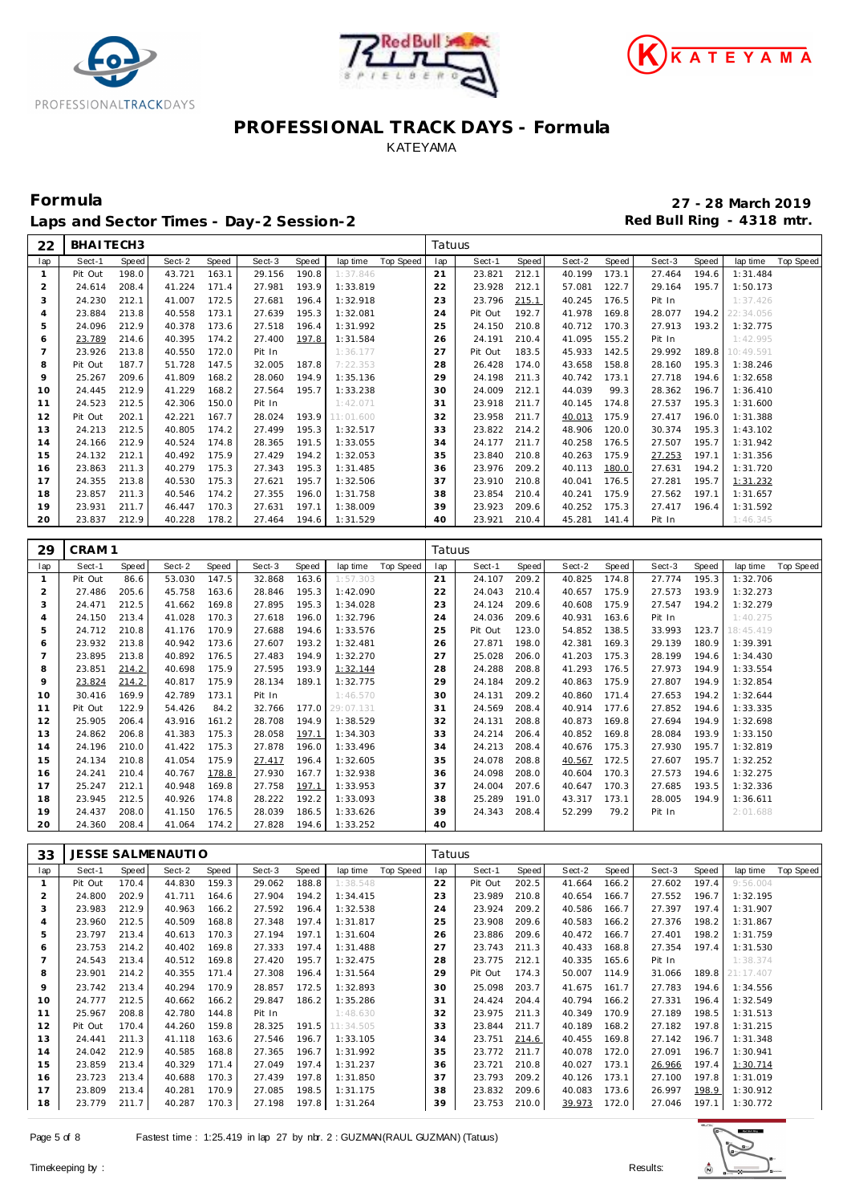# PROFESSIONAL TRACK DAYS - Formula

KATEYAMA

## Formula

## Laps and Sector Times - Day-2 Session-2

**27 - 28 March 2019**

**Red Bull Ring - 4318 mtr.**

| 22 | BHAITECH3 | | | | | | | | | Tatuus | | | | | | | | | |
|---|---|---|---|---|---|---|---|---|---|---|---|---|---|---|---|---|---|---|---|
| lap | Sect-1 | Speed | Sect-2 | Speed | Sect-3 | Speed | lap time | Top Speed | | lap | Sect-1 | Speed | Sect-2 | Speed | Sect-3 | Speed | lap time | Top Speed | |
| 1 | Pit Out | 198.0 | 43.721 | 163.1 | 29.156 | 190.8 | 1:37.846 | | | 21 | 23.821 | 212.1 | 40.199 | 173.1 | 27.464 | 194.6 | 1:31.484 | | |
| 2 | 24.614 | 208.4 | 41.224 | 171.4 | 27.981 | 193.9 | 1:33.819 | | | 22 | 23.928 | 212.1 | 57.081 | 122.7 | 29.164 | 195.7 | 1:50.173 | | |
| 3 | 24.230 | 212.1 | 41.007 | 172.5 | 27.681 | 196.4 | 1:32.918 | | | 23 | 23.796 | 215.1 | 40.245 | 176.5 | Pit In | | 1:37.426 | | |
| 4 | 23.884 | 213.8 | 40.558 | 173.1 | 27.639 | 195.3 | 1:32.081 | | | 24 | Pit Out | 192.7 | 41.978 | 169.8 | 28.077 | 194.2 | 22:34.056 | | |
| 5 | 24.096 | 212.9 | 40.378 | 173.6 | 27.518 | 196.4 | 1:31.992 | | | 25 | 24.150 | 210.8 | 40.712 | 170.3 | 27.913 | 193.2 | 1:32.775 | | |
| 6 | 23.789 | 214.6 | 40.395 | 174.2 | 27.400 | 197.8 | 1:31.584 | | | 26 | 24.191 | 210.4 | 41.095 | 155.2 | Pit In | | 1:42.995 | | |
| 7 | 23.926 | 213.8 | 40.550 | 172.0 | Pit In | | 1:36.177 | | | 27 | Pit Out | 183.5 | 45.933 | 142.5 | 29.992 | 189.8 | 10:49.591 | | |
| 8 | Pit Out | 187.7 | 51.728 | 147.5 | 32.005 | 187.8 | 7:22.353 | | | 28 | 26.428 | 174.0 | 43.658 | 158.8 | 28.160 | 195.3 | 1:38.246 | | |
| 9 | 25.267 | 209.6 | 41.809 | 168.2 | 28.060 | 194.9 | 1:35.136 | | | 29 | 24.198 | 211.3 | 40.742 | 173.1 | 27.718 | 194.6 | 1:32.658 | | |
| 10 | 24.445 | 212.9 | 41.229 | 168.2 | 27.564 | 195.7 | 1:33.238 | | | 30 | 24.009 | 212.1 | 44.039 | 99.3 | 28.362 | 196.7 | 1:36.410 | | |
| 11 | 24.523 | 212.5 | 42.306 | 150.0 | Pit In | | 1:42.071 | | | 31 | 23.918 | 211.7 | 40.145 | 174.8 | 27.537 | 195.3 | 1:31.600 | | |
| 12 | Pit Out | 202.1 | 42.221 | 167.7 | 28.024 | 193.9 | 11:01.600 | | | 32 | 23.958 | 211.7 | 40.013 | 175.9 | 27.417 | 196.0 | 1:31.388 | | |
| 13 | 24.213 | 212.5 | 40.805 | 174.2 | 27.499 | 195.3 | 1:32.517 | | | 33 | 23.822 | 214.2 | 48.906 | 120.0 | 30.374 | 195.3 | 1:43.102 | | |
| 14 | 24.166 | 212.9 | 40.524 | 174.8 | 28.365 | 191.5 | 1:33.055 | | | 34 | 24.177 | 211.7 | 40.258 | 176.5 | 27.507 | 195.7 | 1:31.942 | | |
| 15 | 24.132 | 212.1 | 40.492 | 175.9 | 27.429 | 194.2 | 1:32.053 | | | 35 | 23.840 | 210.8 | 40.263 | 175.9 | 27.253 | 197.1 | 1:31.356 | | |
| 16 | 23.863 | 211.3 | 40.279 | 175.3 | 27.343 | 195.3 | 1:31.485 | | | 36 | 23.976 | 209.2 | 40.113 | 180.0 | 27.631 | 194.2 | 1:31.720 | | |
| 17 | 24.355 | 213.8 | 40.530 | 175.3 | 27.621 | 195.7 | 1:32.506 | | | 37 | 23.910 | 210.8 | 40.041 | 176.5 | 27.281 | 195.7 | 1:31.232 | | |
| 18 | 23.857 | 211.3 | 40.546 | 174.2 | 27.355 | 196.0 | 1:31.758 | | | 38 | 23.854 | 210.4 | 40.241 | 175.9 | 27.562 | 197.1 | 1:31.657 | | |
| 19 | 23.931 | 211.7 | 46.447 | 170.3 | 27.631 | 197.1 | 1:38.009 | | | 39 | 23.923 | 209.6 | 40.252 | 175.3 | 27.417 | 196.4 | 1:31.592 | | |
| 20 | 23.837 | 212.9 | 40.228 | 178.2 | 27.464 | 194.6 | 1:31.529 | | | 40 | 23.921 | 210.4 | 45.281 | 141.4 | Pit In | | 1:46.345 | | |

| 29 | CRAM1 | | | | | | | | | Tatuus | | | | | | | | | |
|---|---|---|---|---|---|---|---|---|---|---|---|---|---|---|---|---|---|---|---|
| lap | Sect-1 | Speed | Sect-2 | Speed | Sect-3 | Speed | lap time | Top Speed | | lap | Sect-1 | Speed | Sect-2 | Speed | Sect-3 | Speed | lap time | Top Speed | |
| 1 | Pit Out | 86.6 | 53.030 | 147.5 | 32.868 | 163.6 | 1:57.303 | | | 21 | 24.107 | 209.2 | 40.825 | 174.8 | 27.774 | 195.3 | 1:32.706 | | |
| 2 | 27.486 | 205.6 | 45.758 | 163.6 | 28.846 | 195.3 | 1:42.090 | | | 22 | 24.043 | 210.4 | 40.657 | 175.9 | 27.573 | 193.9 | 1:32.273 | | |
| 3 | 24.471 | 212.5 | 41.662 | 169.8 | 27.895 | 195.3 | 1:34.028 | | | 23 | 24.124 | 209.6 | 40.608 | 175.9 | 27.547 | 194.2 | 1:32.279 | | |
| 4 | 24.150 | 213.4 | 41.028 | 170.3 | 27.618 | 196.0 | 1:32.796 | | | 24 | 24.036 | 209.6 | 40.931 | 163.6 | Pit In | | 1:40.275 | | |
| 5 | 24.712 | 210.8 | 41.176 | 170.9 | 27.688 | 194.6 | 1:33.576 | | | 25 | Pit Out | 123.0 | 54.852 | 138.5 | 33.993 | 123.7 | 18:45.419 | | |
| 6 | 23.932 | 213.8 | 40.942 | 173.6 | 27.607 | 193.2 | 1:32.481 | | | 26 | 27.871 | 198.0 | 42.381 | 169.3 | 29.139 | 180.9 | 1:39.391 | | |
| 7 | 23.895 | 213.8 | 40.892 | 176.5 | 27.483 | 194.9 | 1:32.270 | | | 27 | 25.028 | 206.0 | 41.203 | 175.3 | 28.199 | 194.6 | 1:34.430 | | |
| 8 | 23.851 | 214.2 | 40.698 | 175.9 | 27.595 | 193.9 | 1:32.144 | | | 28 | 24.288 | 208.8 | 41.293 | 176.5 | 27.973 | 194.9 | 1:33.554 | | |
| 9 | 23.824 | 214.2 | 40.817 | 175.9 | 28.134 | 189.1 | 1:32.775 | | | 29 | 24.184 | 209.2 | 40.863 | 175.9 | 27.807 | 194.9 | 1:32.854 | | |
| 10 | 30.416 | 169.9 | 42.789 | 173.1 | Pit In | | 1:46.570 | | | 30 | 24.131 | 209.2 | 40.860 | 171.4 | 27.653 | 194.2 | 1:32.644 | | |
| 11 | Pit Out | 122.9 | 54.426 | 84.2 | 32.766 | 177.0 | 29:07.131 | | | 31 | 24.569 | 208.4 | 40.914 | 177.6 | 27.852 | 194.6 | 1:33.335 | | |
| 12 | 25.905 | 206.4 | 43.916 | 161.2 | 28.708 | 194.9 | 1:38.529 | | | 32 | 24.131 | 208.8 | 40.873 | 169.8 | 27.694 | 194.9 | 1:32.698 | | |
| 13 | 24.862 | 206.8 | 41.383 | 175.3 | 28.058 | 197.1 | 1:34.303 | | | 33 | 24.214 | 206.4 | 40.852 | 169.8 | 28.084 | 193.9 | 1:33.150 | | |
| 14 | 24.196 | 210.0 | 41.422 | 175.3 | 27.878 | 196.0 | 1:33.496 | | | 34 | 24.213 | 208.4 | 40.676 | 175.3 | 27.930 | 195.7 | 1:32.819 | | |
| 15 | 24.134 | 210.8 | 41.054 | 175.9 | 27.417 | 196.4 | 1:32.605 | | | 35 | 24.078 | 208.8 | 40.567 | 172.5 | 27.607 | 195.7 | 1:32.252 | | |
| 16 | 24.241 | 210.4 | 40.767 | 178.8 | 27.930 | 167.7 | 1:32.938 | | | 36 | 24.098 | 208.0 | 40.604 | 170.3 | 27.573 | 194.6 | 1:32.275 | | |
| 17 | 25.247 | 212.1 | 40.948 | 169.8 | 27.758 | 197.1 | 1:33.953 | | | 37 | 24.004 | 207.6 | 40.647 | 170.3 | 27.685 | 193.5 | 1:32.336 | | |
| 18 | 23.945 | 212.5 | 40.926 | 174.8 | 28.222 | 192.2 | 1:33.093 | | | 38 | 25.289 | 191.0 | 43.317 | 173.1 | 28.005 | 194.9 | 1:36.611 | | |
| 19 | 24.437 | 208.0 | 41.150 | 176.5 | 28.039 | 186.5 | 1:33.626 | | | 39 | 24.343 | 208.4 | 52.299 | 79.2 | Pit In | | 2:01.688 | | |
| 20 | 24.360 | 208.4 | 41.064 | 174.2 | 27.828 | 194.6 | 1:33.252 | | | 40 | | | | | | | | | |

| 33 | JESSE SALMENAUTIO | | | | | | | | | Tatuus | | | | | | | | | |
|---|---|---|---|---|---|---|---|---|---|---|---|---|---|---|---|---|---|---|---|
| lap | Sect-1 | Speed | Sect-2 | Speed | Sect-3 | Speed | lap time | Top Speed | | lap | Sect-1 | Speed | Sect-2 | Speed | Sect-3 | Speed | lap time | Top Speed | |
| 1 | Pit Out | 170.4 | 44.830 | 159.3 | 29.062 | 188.8 | 1:38.548 | | | 22 | Pit Out | 202.5 | 41.664 | 166.2 | 27.602 | 197.4 | 9:56.004 | | |
| 2 | 24.800 | 202.9 | 41.711 | 164.6 | 27.904 | 194.2 | 1:34.415 | | | 23 | 23.989 | 210.8 | 40.654 | 166.7 | 27.552 | 196.7 | 1:32.195 | | |
| 3 | 23.983 | 212.9 | 40.963 | 166.2 | 27.592 | 196.4 | 1:32.538 | | | 24 | 23.924 | 209.2 | 40.586 | 166.7 | 27.397 | 197.4 | 1:31.907 | | |
| 4 | 23.960 | 212.5 | 40.509 | 168.8 | 27.348 | 197.4 | 1:31.817 | | | 25 | 23.908 | 209.6 | 40.583 | 166.2 | 27.376 | 198.2 | 1:31.867 | | |
| 5 | 23.797 | 213.4 | 40.613 | 170.3 | 27.194 | 197.1 | 1:31.604 | | | 26 | 23.886 | 209.6 | 40.472 | 166.7 | 27.401 | 198.2 | 1:31.759 | | |
| 6 | 23.753 | 214.2 | 40.402 | 169.8 | 27.333 | 197.4 | 1:31.488 | | | 27 | 23.743 | 211.3 | 40.433 | 168.8 | 27.354 | 197.4 | 1:31.530 | | |
| 7 | 24.543 | 213.4 | 40.512 | 169.8 | 27.420 | 195.7 | 1:32.475 | | | 28 | 23.775 | 212.1 | 40.335 | 165.6 | Pit In | | 1:38.374 | | |
| 8 | 23.901 | 214.2 | 40.355 | 171.4 | 27.308 | 196.4 | 1:31.564 | | | 29 | Pit Out | 174.3 | 50.007 | 114.9 | 31.066 | 189.8 | 21:17.407 | | |
| 9 | 23.742 | 213.4 | 40.294 | 170.9 | 28.857 | 172.5 | 1:32.893 | | | 30 | 25.098 | 203.7 | 41.675 | 161.7 | 27.783 | 194.6 | 1:34.556 | | |
| 10 | 24.777 | 212.5 | 40.662 | 166.2 | 29.847 | 186.2 | 1:35.286 | | | 31 | 24.424 | 204.4 | 40.794 | 166.2 | 27.331 | 196.4 | 1:32.549 | | |
| 11 | 25.967 | 208.8 | 42.780 | 144.8 | Pit In | | 1:48.630 | | | 32 | 23.975 | 211.3 | 40.349 | 170.9 | 27.189 | 198.5 | 1:31.513 | | |
| 12 | Pit Out | 170.4 | 44.260 | 159.8 | 28.325 | 191.5 | 11:34.505 | | | 33 | 23.844 | 211.7 | 40.189 | 168.2 | 27.182 | 197.8 | 1:31.215 | | |
| 13 | 24.441 | 211.3 | 41.118 | 163.6 | 27.546 | 196.7 | 1:33.105 | | | 34 | 23.751 | 214.6 | 40.455 | 169.8 | 27.142 | 196.7 | 1:31.348 | | |
| 14 | 24.042 | 212.9 | 40.585 | 168.8 | 27.365 | 196.7 | 1:31.992 | | | 35 | 23.772 | 211.7 | 40.078 | 172.0 | 27.091 | 196.7 | 1:30.941 | | |
| 15 | 23.859 | 213.4 | 40.329 | 171.4 | 27.049 | 197.4 | 1:31.237 | | | 36 | 23.721 | 210.8 | 40.027 | 173.1 | 26.966 | 197.4 | 1:30.714 | | |
| 16 | 23.723 | 213.4 | 40.688 | 170.3 | 27.439 | 197.8 | 1:31.850 | | | 37 | 23.793 | 209.2 | 40.126 | 173.1 | 27.100 | 197.8 | 1:31.019 | | |
| 17 | 23.809 | 213.4 | 40.281 | 170.9 | 27.085 | 198.5 | 1:31.175 | | | 38 | 23.832 | 209.6 | 40.083 | 173.6 | 26.997 | 198.9 | 1:30.912 | | |
| 18 | 23.779 | 211.7 | 40.287 | 170.3 | 27.198 | 197.8 | 1:31.264 | | | 39 | 23.753 | 210.0 | 39.973 | 172.0 | 27.046 | 197.1 | 1:30.772 | | |

Fastest time : 1:25.419 in lap 27 by nbr. 2 : GUZMAN(RAUL GUZMAN) (Tatuus)

Timekeeping by : Results: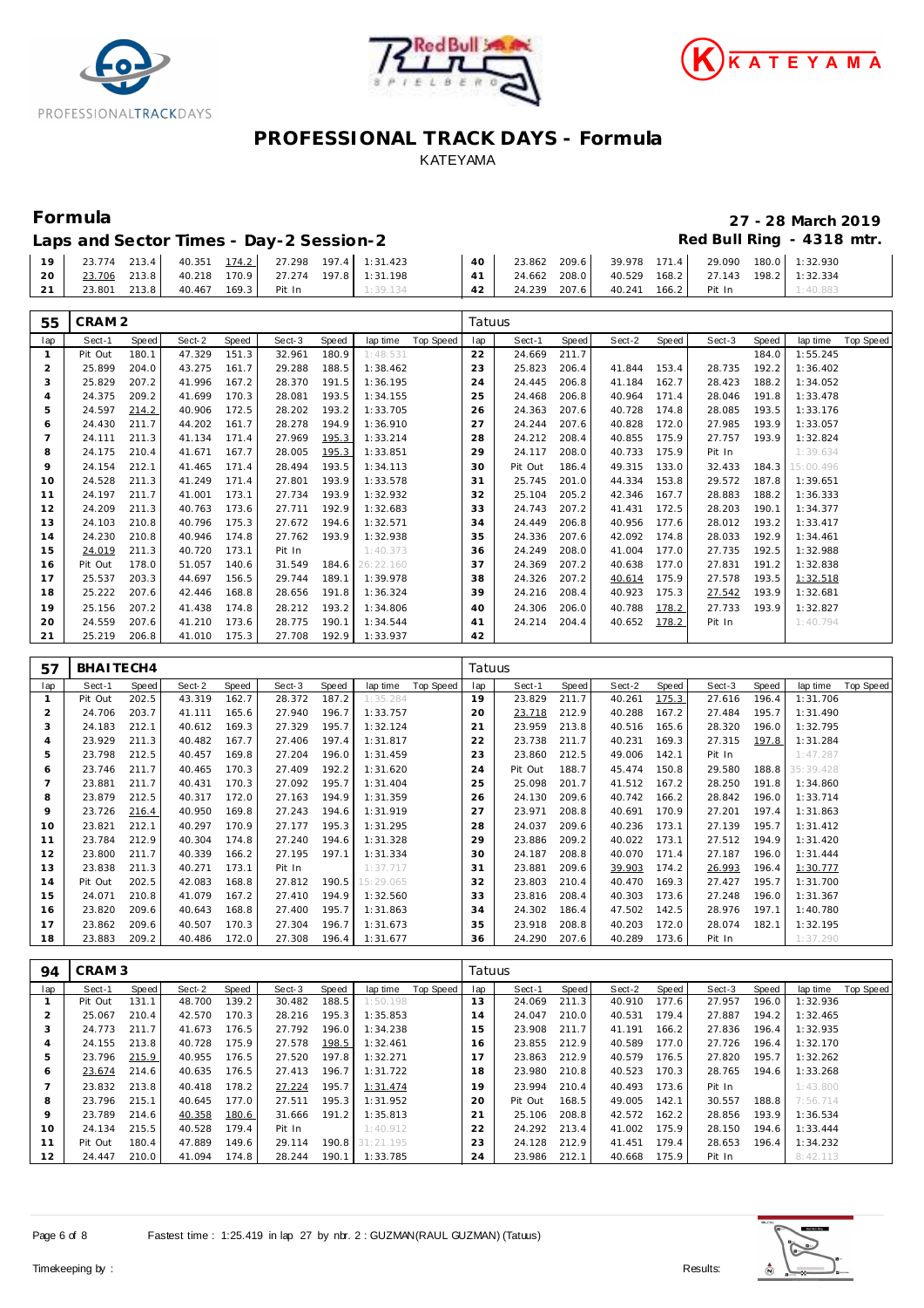# PROFESSIONAL TRACK DAYS - Formula

KATEYAMA

## Formula

**27 - 28 March 2019**

### Laps and Sector Times - Day-2 Session-2

**Red Bull Ring - 4318 mtr.**

| lap | Sect-1 | Speed | Sect-2 | Speed | Sect-3 | Speed | lap time | Top Speed | lap | Sect-1 | Speed | Sect-2 | Speed | Sect-3 | Speed | lap time | Top Speed |
|---|---|---|---|---|---|---|---|---|---|---|---|---|---|---|---|---|---|
| 19 | 23.774 | 213.4 | 40.351 | 174.2 | 27.298 | 197.4 | 1:31.423 | | 40 | 23.862 | 209.6 | 39.978 | 171.4 | 29.090 | 180.0 | 1:32.930 | |
| 20 | 23.706 | 213.8 | 40.218 | 170.9 | 27.274 | 197.8 | 1:31.198 | | 41 | 24.662 | 208.0 | 40.529 | 168.2 | 27.143 | 198.2 | 1:32.334 | |
| 21 | 23.801 | 213.8 | 40.467 | 169.3 | Pit In | | 1:39.134 | | 42 | 24.239 | 207.6 | 40.241 | 166.2 | Pit In | | 1:40.883 | |

**55 CRAM 2** — Tatuus

| lap | Sect-1 | Speed | Sect-2 | Speed | Sect-3 | Speed | lap time | Top Speed | lap | Sect-1 | Speed | Sect-2 | Speed | Sect-3 | Speed | lap time | Top Speed |
|---|---|---|---|---|---|---|---|---|---|---|---|---|---|---|---|---|---|
| 1 | Pit Out | 180.1 | 47.329 | 151.3 | 32.961 | 180.9 | 1:48.531 | | 22 | 24.669 | 211.7 | | | | 184.0 | 1:55.245 | |
| 2 | 25.899 | 204.0 | 43.275 | 161.7 | 29.288 | 188.5 | 1:38.462 | | 23 | 25.823 | 206.4 | 41.844 | 153.4 | 28.735 | 192.2 | 1:36.402 | |
| 3 | 25.829 | 207.2 | 41.996 | 167.2 | 28.370 | 191.5 | 1:36.195 | | 24 | 24.445 | 206.8 | 41.184 | 162.7 | 28.423 | 188.2 | 1:34.052 | |
| 4 | 24.375 | 209.2 | 41.699 | 170.3 | 28.081 | 193.5 | 1:34.155 | | 25 | 24.468 | 206.8 | 40.964 | 171.4 | 28.046 | 191.8 | 1:33.478 | |
| 5 | 24.597 | 214.2 | 40.906 | 172.5 | 28.202 | 193.2 | 1:33.705 | | 26 | 24.363 | 207.6 | 40.728 | 174.8 | 28.085 | 193.5 | 1:33.176 | |
| 6 | 24.430 | 211.7 | 44.202 | 161.7 | 28.278 | 194.9 | 1:36.910 | | 27 | 24.244 | 207.6 | 40.828 | 172.0 | 27.985 | 193.9 | 1:33.057 | |
| 7 | 24.111 | 211.3 | 41.134 | 171.4 | 27.969 | 195.3 | 1:33.214 | | 28 | 24.212 | 208.4 | 40.855 | 175.9 | 27.757 | 193.9 | 1:32.824 | |
| 8 | 24.175 | 210.4 | 41.671 | 167.7 | 28.005 | 195.3 | 1:33.851 | | 29 | 24.117 | 208.0 | 40.733 | 175.9 | Pit In | | 1:39.634 | |
| 9 | 24.154 | 212.1 | 41.465 | 171.4 | 28.494 | 193.5 | 1:34.113 | | 30 | Pit Out | 186.4 | 49.315 | 133.0 | 32.433 | 184.3 | 15:00.496 | |
| 10 | 24.528 | 211.3 | 41.249 | 171.4 | 27.801 | 193.9 | 1:33.578 | | 31 | 25.745 | 201.0 | 44.334 | 153.8 | 29.572 | 187.8 | 1:39.651 | |
| 11 | 24.197 | 211.7 | 41.001 | 173.1 | 27.734 | 193.9 | 1:32.932 | | 32 | 25.104 | 205.2 | 42.346 | 167.7 | 28.883 | 188.2 | 1:36.333 | |
| 12 | 24.209 | 211.3 | 40.763 | 173.6 | 27.711 | 192.9 | 1:32.683 | | 33 | 24.743 | 207.2 | 41.431 | 172.5 | 28.203 | 190.1 | 1:34.377 | |
| 13 | 24.103 | 210.8 | 40.796 | 175.3 | 27.672 | 194.6 | 1:32.571 | | 34 | 24.449 | 206.8 | 40.956 | 177.6 | 28.012 | 193.2 | 1:33.417 | |
| 14 | 24.230 | 210.8 | 40.946 | 174.8 | 27.762 | 193.9 | 1:32.938 | | 35 | 24.336 | 207.6 | 42.092 | 174.8 | 28.033 | 192.9 | 1:34.461 | |
| 15 | 24.019 | 211.3 | 40.720 | 173.1 | Pit In | | 1:40.373 | | 36 | 24.249 | 208.0 | 41.004 | 177.0 | 27.735 | 192.5 | 1:32.988 | |
| 16 | Pit Out | 178.0 | 51.057 | 140.6 | 31.549 | 184.6 | 26:22.160 | | 37 | 24.369 | 207.2 | 40.638 | 177.0 | 27.831 | 191.2 | 1:32.838 | |
| 17 | 25.537 | 203.3 | 44.697 | 156.5 | 29.744 | 189.1 | 1:39.978 | | 38 | 24.326 | 207.2 | 40.614 | 175.9 | 27.578 | 193.5 | 1:32.518 | |
| 18 | 25.222 | 207.6 | 42.446 | 168.8 | 28.656 | 191.8 | 1:36.324 | | 39 | 24.216 | 208.4 | 40.923 | 175.3 | 27.542 | 193.9 | 1:32.681 | |
| 19 | 25.156 | 207.2 | 41.438 | 174.8 | 28.212 | 193.2 | 1:34.806 | | 40 | 24.306 | 206.0 | 40.788 | 178.2 | 27.733 | 193.9 | 1:32.827 | |
| 20 | 24.559 | 207.6 | 41.210 | 173.6 | 28.775 | 190.1 | 1:34.544 | | 41 | 24.214 | 204.4 | 40.652 | 178.2 | Pit In | | 1:40.794 | |
| 21 | 25.219 | 206.8 | 41.010 | 175.3 | 27.708 | 192.9 | 1:33.937 | | 42 | | | | | | | | |

**57 BHAITECH4** — Tatuus

| lap | Sect-1 | Speed | Sect-2 | Speed | Sect-3 | Speed | lap time | Top Speed | lap | Sect-1 | Speed | Sect-2 | Speed | Sect-3 | Speed | lap time | Top Speed |
|---|---|---|---|---|---|---|---|---|---|---|---|---|---|---|---|---|---|
| 1 | Pit Out | 202.5 | 43.319 | 162.7 | 28.372 | 187.2 | 1:35.284 | | 19 | 23.829 | 211.7 | 40.261 | 175.3 | 27.616 | 196.4 | 1:31.706 | |
| 2 | 24.706 | 203.7 | 41.111 | 165.6 | 27.940 | 196.7 | 1:33.757 | | 20 | 23.718 | 212.9 | 40.288 | 167.2 | 27.484 | 195.7 | 1:31.490 | |
| 3 | 24.183 | 212.1 | 40.612 | 169.3 | 27.329 | 195.7 | 1:32.124 | | 21 | 23.959 | 213.8 | 40.516 | 165.6 | 28.320 | 196.0 | 1:32.795 | |
| 4 | 23.929 | 211.3 | 40.482 | 167.7 | 27.406 | 197.4 | 1:31.817 | | 22 | 23.738 | 211.7 | 40.231 | 169.3 | 27.315 | 197.8 | 1:31.284 | |
| 5 | 23.798 | 212.5 | 40.457 | 169.8 | 27.204 | 196.0 | 1:31.459 | | 23 | 23.860 | 212.5 | 49.006 | 142.1 | Pit In | | 1:47.287 | |
| 6 | 23.746 | 211.7 | 40.465 | 170.3 | 27.409 | 192.2 | 1:31.620 | | 24 | Pit Out | 188.7 | 45.474 | 150.8 | 29.580 | 188.8 | 35:39.428 | |
| 7 | 23.881 | 211.7 | 40.431 | 170.3 | 27.092 | 195.7 | 1:31.404 | | 25 | 25.098 | 201.7 | 41.512 | 167.2 | 28.250 | 191.8 | 1:34.860 | |
| 8 | 23.879 | 212.5 | 40.317 | 172.0 | 27.163 | 194.9 | 1:31.359 | | 26 | 24.130 | 209.6 | 40.742 | 166.2 | 28.842 | 196.0 | 1:33.714 | |
| 9 | 23.726 | 216.4 | 40.950 | 169.8 | 27.243 | 194.6 | 1:31.919 | | 27 | 23.971 | 208.8 | 40.691 | 170.9 | 27.201 | 197.4 | 1:31.863 | |
| 10 | 23.821 | 212.1 | 40.297 | 170.9 | 27.177 | 195.3 | 1:31.295 | | 28 | 24.037 | 209.6 | 40.236 | 173.1 | 27.139 | 195.7 | 1:31.412 | |
| 11 | 23.784 | 212.9 | 40.304 | 174.8 | 27.240 | 194.6 | 1:31.328 | | 29 | 23.886 | 209.2 | 40.022 | 173.1 | 27.512 | 194.9 | 1:31.420 | |
| 12 | 23.800 | 211.7 | 40.339 | 166.2 | 27.195 | 197.1 | 1:31.334 | | 30 | 24.187 | 208.8 | 40.070 | 171.4 | 27.187 | 196.0 | 1:31.444 | |
| 13 | 23.838 | 211.3 | 40.271 | 173.1 | Pit In | | 1:37.717 | | 31 | 23.881 | 209.6 | 39.903 | 174.2 | 26.993 | 196.4 | 1:30.777 | |
| 14 | Pit Out | 202.5 | 42.083 | 168.8 | 27.812 | 190.5 | 15:29.065 | | 32 | 23.803 | 210.4 | 40.470 | 169.3 | 27.427 | 195.7 | 1:31.700 | |
| 15 | 24.071 | 210.8 | 41.079 | 167.2 | 27.410 | 194.9 | 1:32.560 | | 33 | 23.816 | 208.4 | 40.303 | 173.6 | 27.248 | 196.0 | 1:31.367 | |
| 16 | 23.820 | 209.6 | 40.643 | 168.8 | 27.400 | 195.7 | 1:31.863 | | 34 | 24.302 | 186.4 | 47.502 | 142.5 | 28.976 | 197.1 | 1:40.780 | |
| 17 | 23.862 | 209.6 | 40.507 | 170.3 | 27.304 | 196.7 | 1:31.673 | | 35 | 23.918 | 208.8 | 40.203 | 172.0 | 28.074 | 182.1 | 1:32.195 | |
| 18 | 23.883 | 209.2 | 40.486 | 172.0 | 27.308 | 196.4 | 1:31.677 | | 36 | 24.290 | 207.6 | 40.289 | 173.6 | Pit In | | 1:37.290 | |

**94 CRAM 3** — Tatuus

| lap | Sect-1 | Speed | Sect-2 | Speed | Sect-3 | Speed | lap time | Top Speed | lap | Sect-1 | Speed | Sect-2 | Speed | Sect-3 | Speed | lap time | Top Speed |
|---|---|---|---|---|---|---|---|---|---|---|---|---|---|---|---|---|---|
| 1 | Pit Out | 131.1 | 48.700 | 139.2 | 30.482 | 188.5 | 1:50.198 | | 13 | 24.069 | 211.3 | 40.910 | 177.6 | 27.957 | 196.0 | 1:32.936 | |
| 2 | 25.067 | 210.4 | 42.570 | 170.3 | 28.216 | 195.3 | 1:35.853 | | 14 | 24.047 | 210.0 | 40.531 | 179.4 | 27.887 | 194.2 | 1:32.465 | |
| 3 | 24.773 | 211.7 | 41.673 | 176.5 | 27.792 | 196.0 | 1:34.238 | | 15 | 23.908 | 211.7 | 41.191 | 166.2 | 27.836 | 196.4 | 1:32.935 | |
| 4 | 24.155 | 213.8 | 40.728 | 175.9 | 27.578 | 198.5 | 1:32.461 | | 16 | 23.855 | 212.9 | 40.589 | 177.0 | 27.726 | 196.4 | 1:32.170 | |
| 5 | 23.796 | 215.9 | 40.955 | 176.5 | 27.520 | 197.8 | 1:32.271 | | 17 | 23.863 | 212.9 | 40.579 | 176.5 | 27.820 | 195.7 | 1:32.262 | |
| 6 | 23.674 | 214.6 | 40.635 | 176.5 | 27.413 | 196.7 | 1:31.722 | | 18 | 23.980 | 210.8 | 40.523 | 170.3 | 28.765 | 194.6 | 1:33.268 | |
| 7 | 23.832 | 213.8 | 40.418 | 178.2 | 27.224 | 195.7 | 1:31.474 | | 19 | 23.994 | 210.4 | 40.493 | 173.6 | Pit In | | 1:43.800 | |
| 8 | 23.796 | 215.1 | 40.645 | 177.0 | 27.511 | 195.3 | 1:31.952 | | 20 | Pit Out | 168.5 | 49.005 | 142.1 | 30.557 | 188.8 | 7:56.714 | |
| 9 | 23.789 | 214.6 | 40.358 | 180.6 | 31.666 | 191.2 | 1:35.813 | | 21 | 25.106 | 208.8 | 42.572 | 162.2 | 28.856 | 193.9 | 1:36.534 | |
| 10 | 24.134 | 215.5 | 40.528 | 179.4 | Pit In | | 1:40.912 | | 22 | 24.292 | 213.4 | 41.002 | 175.9 | 28.150 | 194.6 | 1:33.444 | |
| 11 | Pit Out | 180.4 | 47.889 | 149.6 | 29.114 | 190.8 | 31:21.195 | | 23 | 24.128 | 212.9 | 41.451 | 179.4 | 28.653 | 196.4 | 1:34.232 | |
| 12 | 24.447 | 210.0 | 41.094 | 174.8 | 28.244 | 190.1 | 1:33.785 | | 24 | 23.986 | 212.1 | 40.668 | 175.9 | Pit In | | 8:42.113 | |

Fastest time : 1:25.419 in lap 27 by nbr. 2 : GUZMAN(RAUL GUZMAN) (Tatuus)

Timekeeping by : Results: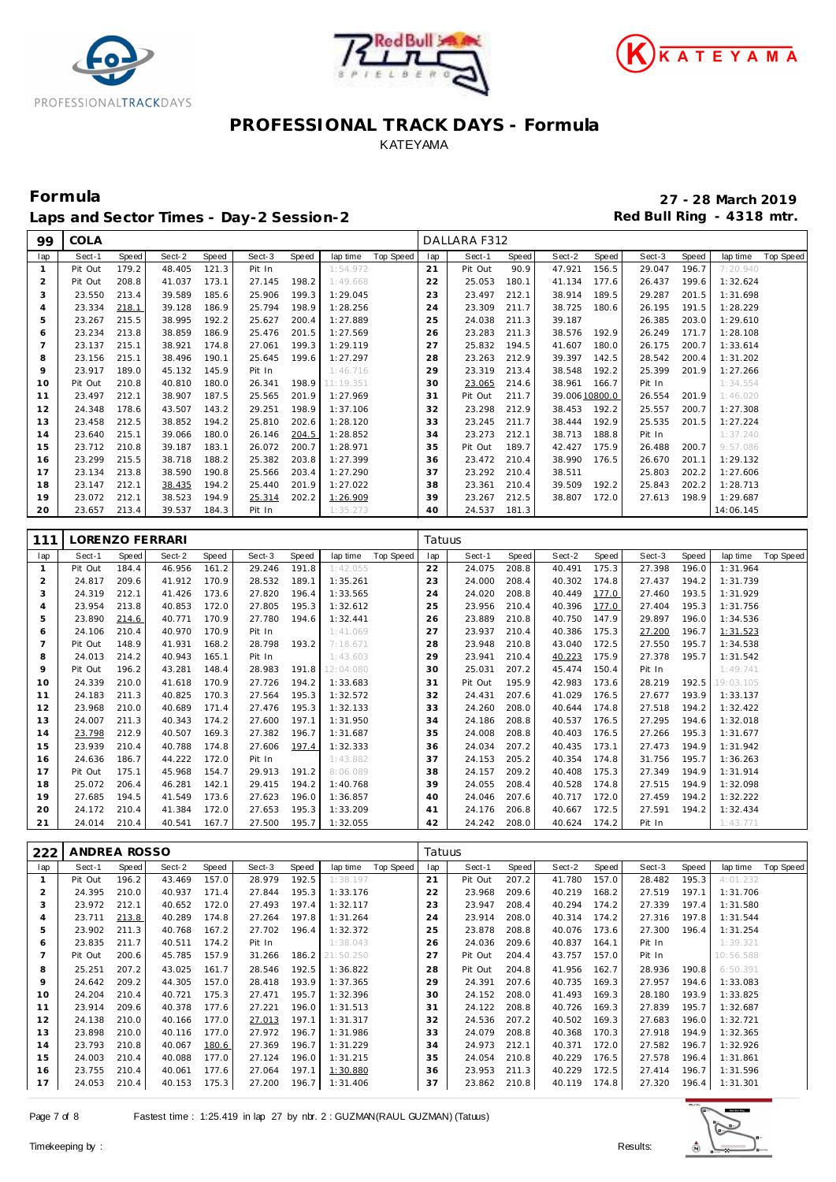# PROFESSIONAL TRACK DAYS - Formula

KATEYAMA

## Formula

**27 - 28 March 2019**

### Laps and Sector Times - Day-2 Session-2

**Red Bull Ring - 4318 mtr.**

| 99 | COLA | | | | | | | | DALLARA F312 | | | | | | | | |
|---|---|---|---|---|---|---|---|---|---|---|---|---|---|---|---|---|---|
| lap | Sect-1 | Speed | Sect-2 | Speed | Sect-3 | Speed | lap time | Top Speed | lap | Sect-1 | Speed | Sect-2 | Speed | Sect-3 | Speed | lap time | Top Speed |
| 1 | Pit Out | 179.2 | 48.405 | 121.3 | Pit In | | 1:54.972 | | 21 | Pit Out | 90.9 | 47.921 | 156.5 | 29.047 | 196.7 | 7:20.940 | |
| 2 | Pit Out | 208.8 | 41.037 | 173.1 | 27.145 | 198.2 | 1:49.668 | | 22 | 25.053 | 180.1 | 41.134 | 177.6 | 26.437 | 199.6 | 1:32.624 | |
| 3 | 23.550 | 213.4 | 39.589 | 185.6 | 25.906 | 199.3 | 1:29.045 | | 23 | 23.497 | 212.1 | 38.914 | 189.5 | 29.287 | 201.5 | 1:31.698 | |
| 4 | 23.334 | 218.1 | 39.128 | 186.9 | 25.794 | 198.9 | 1:28.256 | | 24 | 23.309 | 211.7 | 38.725 | 180.6 | 26.195 | 191.5 | 1:28.229 | |
| 5 | 23.267 | 215.5 | 38.995 | 192.2 | 25.627 | 200.4 | 1:27.889 | | 25 | 24.038 | 211.3 | 39.187 | | 26.385 | 203.0 | 1:29.610 | |
| 6 | 23.234 | 213.8 | 38.859 | 186.9 | 25.476 | 201.5 | 1:27.569 | | 26 | 23.283 | 211.3 | 38.576 | 192.9 | 26.249 | 171.7 | 1:28.108 | |
| 7 | 23.137 | 215.1 | 38.921 | 174.8 | 27.061 | 199.3 | 1:29.119 | | 27 | 25.832 | 194.5 | 41.607 | 180.0 | 26.175 | 200.7 | 1:33.614 | |
| 8 | 23.156 | 215.1 | 38.496 | 190.1 | 25.645 | 199.6 | 1:27.297 | | 28 | 23.263 | 212.9 | 39.397 | 142.5 | 28.542 | 200.4 | 1:31.202 | |
| 9 | 23.917 | 189.0 | 45.132 | 145.9 | Pit In | | 1:46.716 | | 29 | 23.319 | 213.4 | 38.548 | 192.2 | 25.399 | 201.9 | 1:27.266 | |
| 10 | Pit Out | 210.8 | 40.810 | 180.0 | 26.341 | 198.9 | 11:19.351 | | 30 | 23.065 | 214.6 | 38.961 | 166.7 | Pit In | | 1:34.554 | |
| 11 | 23.497 | 212.1 | 38.907 | 187.5 | 25.565 | 201.9 | 1:27.969 | | 31 | Pit Out | 211.7 | 39.006 | 10800.0 | 26.554 | 201.9 | 1:46.020 | |
| 12 | 24.348 | 178.6 | 43.507 | 143.2 | 29.251 | 198.9 | 1:37.106 | | 32 | 23.298 | 212.9 | 38.453 | 192.2 | 25.557 | 200.7 | 1:27.308 | |
| 13 | 23.458 | 212.5 | 38.852 | 194.2 | 25.810 | 202.6 | 1:28.120 | | 33 | 23.245 | 211.7 | 38.444 | 192.9 | 25.535 | 201.5 | 1:27.224 | |
| 14 | 23.640 | 215.1 | 39.066 | 180.0 | 26.146 | 204.5 | 1:28.852 | | 34 | 23.273 | 212.1 | 38.713 | 188.8 | Pit In | | 1:37.240 | |
| 15 | 23.712 | 210.8 | 39.187 | 183.1 | 26.072 | 200.7 | 1:28.971 | | 35 | Pit Out | 189.7 | 42.427 | 175.9 | 26.488 | 200.7 | 9:57.086 | |
| 16 | 23.299 | 215.5 | 38.718 | 188.2 | 25.382 | 203.8 | 1:27.399 | | 36 | 23.472 | 210.4 | 38.990 | 176.5 | 26.670 | 201.1 | 1:29.132 | |
| 17 | 23.134 | 213.8 | 38.590 | 190.8 | 25.566 | 203.4 | 1:27.290 | | 37 | 23.292 | 210.4 | 38.511 | | 25.803 | 202.2 | 1:27.606 | |
| 18 | 23.147 | 212.1 | 38.435 | 194.2 | 25.440 | 201.9 | 1:27.022 | | 38 | 23.361 | 210.4 | 39.509 | 192.2 | 25.843 | 202.2 | 1:28.713 | |
| 19 | 23.072 | 212.1 | 38.523 | 194.9 | 25.314 | 202.2 | 1:26.909 | | 39 | 23.267 | 212.5 | 38.807 | 172.0 | 27.613 | 198.9 | 1:29.687 | |
| 20 | 23.657 | 213.4 | 39.537 | 184.3 | Pit In | | 1:35.273 | | 40 | 24.537 | 181.3 | | | | | 14:06.145 | |

| 111 | LORENZO FERRARI | | | | | | | | Tatuus | | | | | | | | |
|---|---|---|---|---|---|---|---|---|---|---|---|---|---|---|---|---|---|
| lap | Sect-1 | Speed | Sect-2 | Speed | Sect-3 | Speed | lap time | Top Speed | lap | Sect-1 | Speed | Sect-2 | Speed | Sect-3 | Speed | lap time | Top Speed |
| 1 | Pit Out | 184.4 | 46.956 | 161.2 | 29.246 | 191.8 | 1:42.055 | | 22 | 24.075 | 208.8 | 40.491 | 175.3 | 27.398 | 196.0 | 1:31.964 | |
| 2 | 24.817 | 209.6 | 41.912 | 170.9 | 28.532 | 189.1 | 1:35.261 | | 23 | 24.000 | 208.4 | 40.302 | 174.8 | 27.437 | 194.2 | 1:31.739 | |
| 3 | 24.319 | 212.1 | 41.426 | 173.6 | 27.820 | 196.4 | 1:33.565 | | 24 | 24.020 | 208.8 | 40.449 | 177.0 | 27.460 | 193.5 | 1:31.929 | |
| 4 | 23.954 | 213.8 | 40.853 | 172.0 | 27.805 | 195.3 | 1:32.612 | | 25 | 23.956 | 210.4 | 40.396 | 177.0 | 27.404 | 195.3 | 1:31.756 | |
| 5 | 23.890 | 214.6 | 40.771 | 170.9 | 27.780 | 194.6 | 1:32.441 | | 26 | 23.889 | 210.8 | 40.750 | 147.9 | 29.897 | 196.0 | 1:34.536 | |
| 6 | 24.106 | 210.4 | 40.970 | 170.9 | Pit In | | 1:41.069 | | 27 | 23.937 | 210.4 | 40.386 | 175.3 | 27.200 | 196.7 | 1:31.523 | |
| 7 | Pit Out | 148.9 | 41.931 | 168.2 | 28.798 | 193.2 | 7:18.671 | | 28 | 23.948 | 210.8 | 43.040 | 172.5 | 27.550 | 195.7 | 1:34.538 | |
| 8 | 24.013 | 214.2 | 40.943 | 165.1 | Pit In | | 1:43.603 | | 29 | 23.941 | 210.4 | 40.223 | 175.9 | 27.378 | 195.7 | 1:31.542 | |
| 9 | Pit Out | 196.2 | 43.281 | 148.4 | 28.983 | 191.8 | 12:04.080 | | 30 | 25.031 | 207.2 | 45.474 | 150.4 | Pit In | | 1:49.741 | |
| 10 | 24.339 | 210.0 | 41.618 | 170.9 | 27.726 | 194.2 | 1:33.683 | | 31 | Pit Out | 195.9 | 42.983 | 173.6 | 28.219 | 192.5 | 19:03.105 | |
| 11 | 24.183 | 211.3 | 40.825 | 170.3 | 27.564 | 195.3 | 1:32.572 | | 32 | 24.431 | 207.6 | 41.029 | 176.5 | 27.677 | 193.9 | 1:33.137 | |
| 12 | 23.968 | 210.0 | 40.689 | 171.4 | 27.476 | 195.3 | 1:32.133 | | 33 | 24.260 | 208.0 | 40.644 | 174.8 | 27.518 | 194.2 | 1:32.422 | |
| 13 | 24.007 | 211.3 | 40.343 | 174.2 | 27.600 | 197.1 | 1:31.950 | | 34 | 24.186 | 208.8 | 40.537 | 176.5 | 27.295 | 194.6 | 1:32.018 | |
| 14 | 23.798 | 212.9 | 40.507 | 169.3 | 27.382 | 196.7 | 1:31.687 | | 35 | 24.008 | 208.8 | 40.403 | 176.5 | 27.266 | 195.3 | 1:31.677 | |
| 15 | 23.939 | 210.4 | 40.788 | 174.8 | 27.606 | 197.4 | 1:32.333 | | 36 | 24.034 | 207.2 | 40.435 | 173.1 | 27.473 | 194.9 | 1:31.942 | |
| 16 | 24.636 | 186.7 | 44.222 | 172.0 | Pit In | | 1:43.882 | | 37 | 24.153 | 205.2 | 40.354 | 174.8 | 31.756 | 195.7 | 1:36.263 | |
| 17 | Pit Out | 175.1 | 45.968 | 154.7 | 29.913 | 191.2 | 8:06.089 | | 38 | 24.157 | 209.2 | 40.408 | 175.3 | 27.349 | 194.9 | 1:31.914 | |
| 18 | 25.072 | 206.4 | 46.281 | 142.1 | 29.415 | 194.2 | 1:40.768 | | 39 | 24.055 | 208.4 | 40.528 | 174.8 | 27.515 | 194.9 | 1:32.098 | |
| 19 | 27.685 | 194.5 | 41.549 | 173.6 | 27.623 | 196.0 | 1:36.857 | | 40 | 24.046 | 207.6 | 40.717 | 172.0 | 27.459 | 194.2 | 1:32.222 | |
| 20 | 24.172 | 210.4 | 41.384 | 172.0 | 27.653 | 195.3 | 1:33.209 | | 41 | 24.176 | 206.8 | 40.667 | 172.5 | 27.591 | 194.2 | 1:32.434 | |
| 21 | 24.014 | 210.4 | 40.541 | 167.7 | 27.500 | 195.7 | 1:32.055 | | 42 | 24.242 | 208.0 | 40.624 | 174.2 | Pit In | | 1:43.771 | |

| 222 | ANDREA ROSSO | | | | | | | | Tatuus | | | | | | | | |
|---|---|---|---|---|---|---|---|---|---|---|---|---|---|---|---|---|---|
| lap | Sect-1 | Speed | Sect-2 | Speed | Sect-3 | Speed | lap time | Top Speed | lap | Sect-1 | Speed | Sect-2 | Speed | Sect-3 | Speed | lap time | Top Speed |
| 1 | Pit Out | 196.2 | 43.469 | 157.0 | 28.979 | 192.5 | 1:38.197 | | 21 | Pit Out | 207.2 | 41.780 | 157.0 | 28.482 | 195.3 | 4:01.232 | |
| 2 | 24.395 | 210.0 | 40.937 | 171.4 | 27.844 | 195.3 | 1:33.176 | | 22 | 23.968 | 209.6 | 40.219 | 168.2 | 27.519 | 197.1 | 1:31.706 | |
| 3 | 23.972 | 212.1 | 40.652 | 172.0 | 27.493 | 197.4 | 1:32.117 | | 23 | 23.947 | 208.4 | 40.294 | 174.2 | 27.339 | 197.4 | 1:31.580 | |
| 4 | 23.711 | 213.8 | 40.289 | 174.8 | 27.264 | 197.8 | 1:31.264 | | 24 | 23.914 | 208.0 | 40.314 | 174.2 | 27.316 | 197.8 | 1:31.544 | |
| 5 | 23.902 | 211.3 | 40.768 | 167.2 | 27.702 | 196.4 | 1:32.372 | | 25 | 23.878 | 208.8 | 40.076 | 173.6 | 27.300 | 196.4 | 1:31.254 | |
| 6 | 23.835 | 211.7 | 40.511 | 174.2 | Pit In | | 1:38.043 | | 26 | 24.036 | 209.6 | 40.837 | 164.1 | Pit In | | 1:39.321 | |
| 7 | Pit Out | 200.6 | 45.785 | 157.9 | 31.266 | 186.2 | 21:50.250 | | 27 | Pit Out | 204.4 | 43.757 | 157.0 | Pit In | | 10:56.588 | |
| 8 | 25.251 | 207.2 | 43.025 | 161.7 | 28.546 | 192.5 | 1:36.822 | | 28 | Pit Out | 204.8 | 41.956 | 162.7 | 28.936 | 190.8 | 6:50.391 | |
| 9 | 24.642 | 209.2 | 44.305 | 157.0 | 28.418 | 193.9 | 1:37.365 | | 29 | 24.391 | 207.6 | 40.735 | 169.3 | 27.957 | 194.6 | 1:33.083 | |
| 10 | 24.204 | 210.4 | 40.721 | 175.3 | 27.471 | 195.7 | 1:32.396 | | 30 | 24.152 | 208.0 | 41.493 | 169.3 | 28.180 | 193.9 | 1:33.825 | |
| 11 | 23.914 | 209.6 | 40.378 | 177.6 | 27.221 | 196.0 | 1:31.513 | | 31 | 24.122 | 208.8 | 40.726 | 169.3 | 27.839 | 195.7 | 1:32.687 | |
| 12 | 24.138 | 210.0 | 40.166 | 177.0 | 27.013 | 197.1 | 1:31.317 | | 32 | 24.536 | 207.2 | 40.502 | 169.3 | 27.683 | 196.0 | 1:32.721 | |
| 13 | 23.898 | 210.0 | 40.116 | 177.0 | 27.972 | 196.7 | 1:31.986 | | 33 | 24.079 | 208.8 | 40.368 | 170.3 | 27.918 | 194.9 | 1:32.365 | |
| 14 | 23.793 | 210.8 | 40.067 | 180.6 | 27.369 | 196.7 | 1:31.229 | | 34 | 24.973 | 212.1 | 40.371 | 172.0 | 27.582 | 196.7 | 1:32.926 | |
| 15 | 24.003 | 210.4 | 40.088 | 177.0 | 27.124 | 196.0 | 1:31.215 | | 35 | 24.054 | 210.8 | 40.229 | 176.5 | 27.578 | 196.4 | 1:31.861 | |
| 16 | 23.755 | 210.4 | 40.061 | 177.6 | 27.064 | 197.1 | 1:30.880 | | 36 | 23.953 | 211.3 | 40.229 | 172.5 | 27.414 | 196.7 | 1:31.596 | |
| 17 | 24.053 | 210.4 | 40.153 | 175.3 | 27.200 | 196.7 | 1:31.406 | | 37 | 23.862 | 210.8 | 40.119 | 174.8 | 27.320 | 196.4 | 1:31.301 | |

Fastest time : 1:25.419 in lap 27 by nbr. 2 : GUZMAN(RAUL GUZMAN) (Tatuus)

Timekeeping by : Results: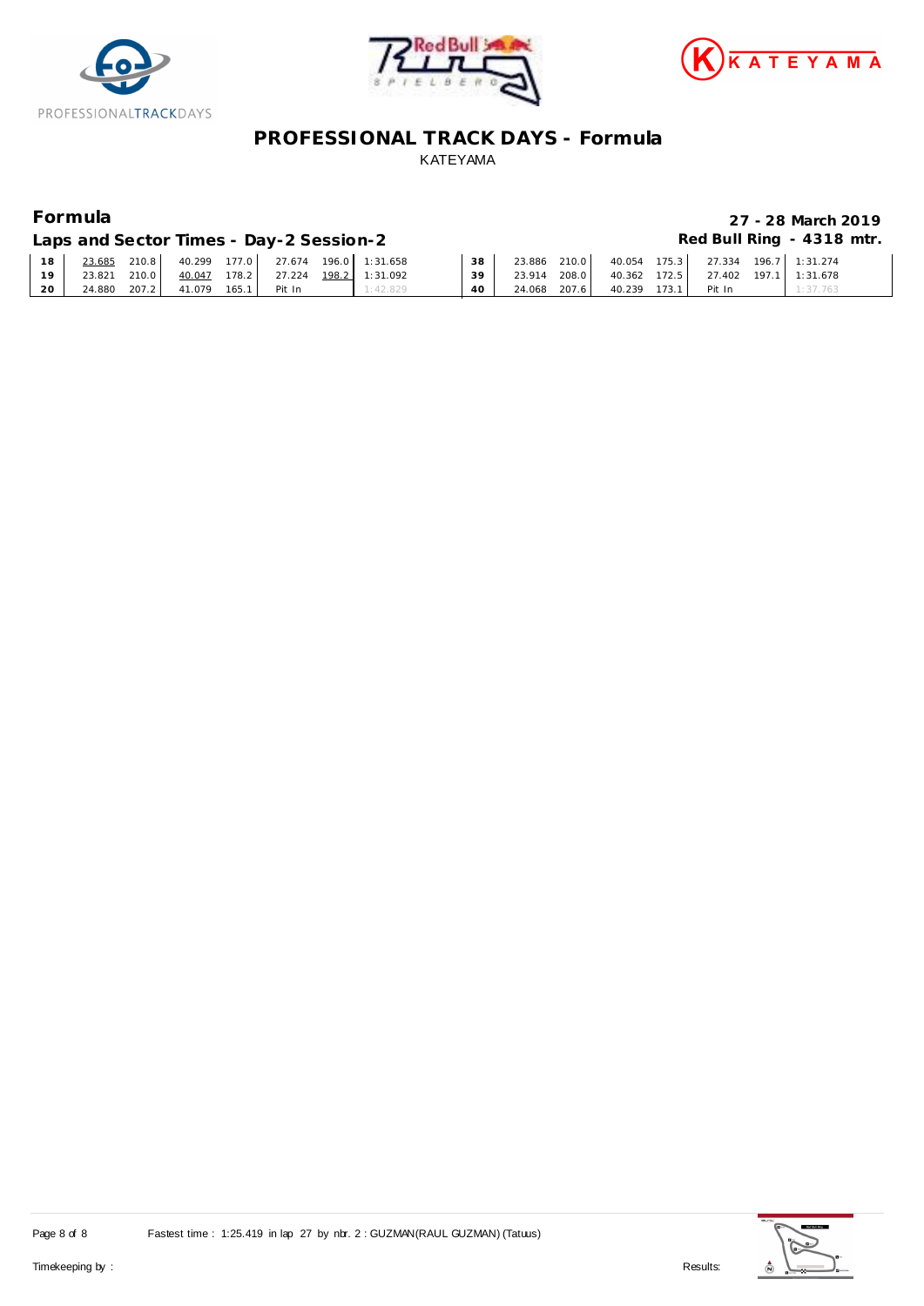# PROFESSIONAL TRACK DAYS - Formula

KATEYAMA

## Formula

**27 - 28 March 2019**

### Laps and Sector Times - Day-2 Session-2

**Red Bull Ring - 4318 mtr.**

| | | | | | | | | | | | | | | | |
|---|---|---|---|---|---|---|---|---|---|---|---|---|---|---|---|
| 18 | 23.685 | 210.8 | 40.299 | 177.0 | 27.674 | 196.0 | 1:31.658 | 38 | 23.886 | 210.0 | 40.054 | 175.3 | 27.334 | 196.7 | 1:31.274 |
| 19 | 23.821 | 210.0 | 40.047 | 178.2 | 27.224 | 198.2 | 1:31.092 | 39 | 23.914 | 208.0 | 40.362 | 172.5 | 27.402 | 197.1 | 1:31.678 |
| 20 | 24.880 | 207.2 | 41.079 | 165.1 | Pit In | | 1:42.829 | 40 | 24.068 | 207.6 | 40.239 | 173.1 | Pit In | | 1:37.763 |

Fastest time : 1:25.419 in lap 27 by nbr. 2 : GUZMAN(RAUL GUZMAN) (Tatuus)

Timekeeping by :

Results: